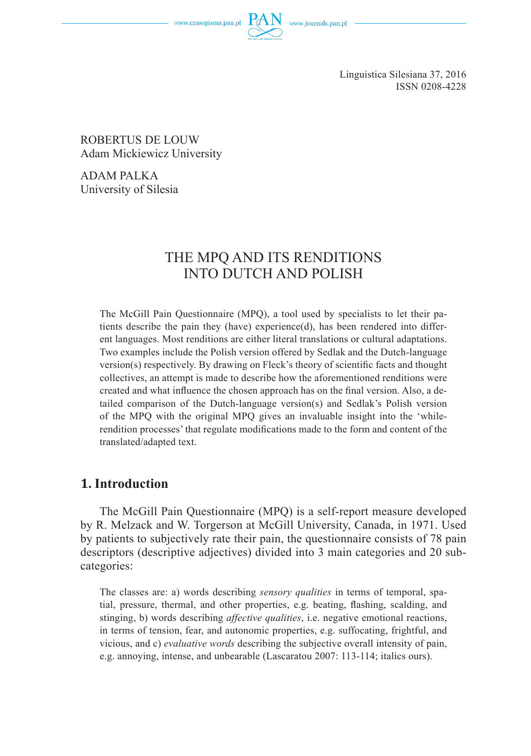ROBERTUS DE LOUW
Adam Mickiewicz University

ADAM PALKA
University of Silesia

# THE MPQ AND ITS RENDITIONS INTO DUTCH AND POLISH

The McGill Pain Questionnaire (MPQ), a tool used by specialists to let their patients describe the pain they (have) experience(d), has been rendered into different languages. Most renditions are either literal translations or cultural adaptations. Two examples include the Polish version offered by Sedlak and the Dutch-language version(s) respectively. By drawing on Fleck's theory of scientific facts and thought collectives, an attempt is made to describe how the aforementioned renditions were created and what influence the chosen approach has on the final version. Also, a detailed comparison of the Dutch-language version(s) and Sedlak's Polish version of the MPQ with the original MPQ gives an invaluable insight into the 'while-rendition processes' that regulate modifications made to the form and content of the translated/adapted text.

## 1. Introduction

The McGill Pain Questionnaire (MPQ) is a self-report measure developed by R. Melzack and W. Torgerson at McGill University, Canada, in 1971. Used by patients to subjectively rate their pain, the questionnaire consists of 78 pain descriptors (descriptive adjectives) divided into 3 main categories and 20 subcategories:

> The classes are: a) words describing *sensory qualities* in terms of temporal, spatial, pressure, thermal, and other properties, e.g. beating, flashing, scalding, and stinging, b) words describing *affective qualities*, i.e. negative emotional reactions, in terms of tension, fear, and autonomic properties, e.g. suffocating, frightful, and vicious, and c) *evaluative words* describing the subjective overall intensity of pain, e.g. annoying, intense, and unbearable (Lascaratou 2007: 113-114; italics ours).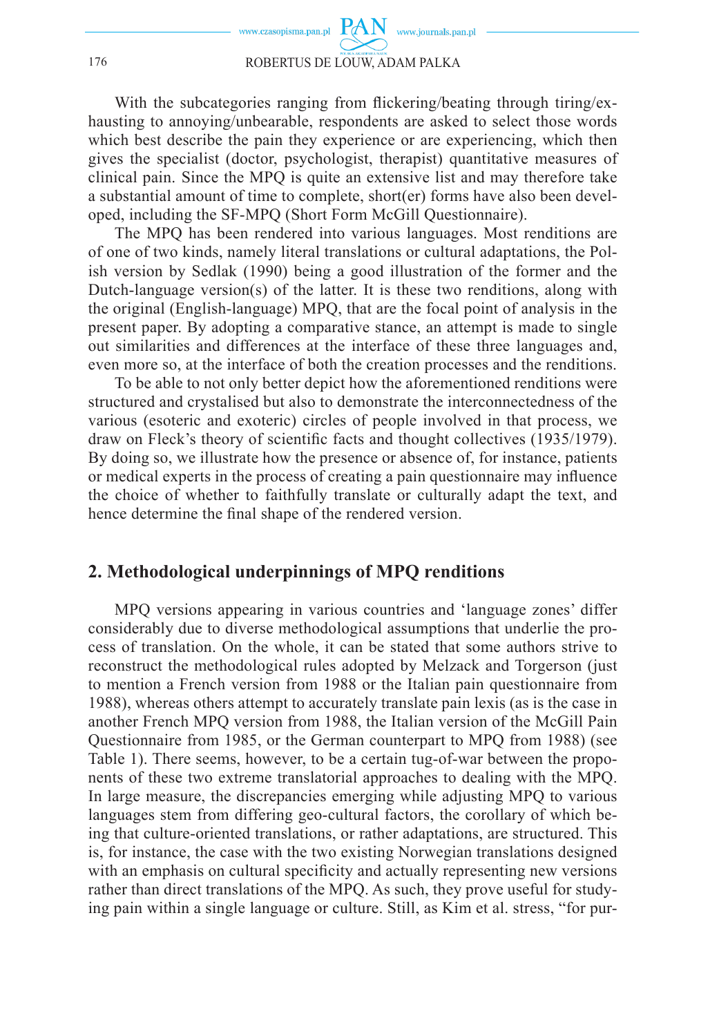With the subcategories ranging from flickering/beating through tiring/exhausting to annoying/unbearable, respondents are asked to select those words which best describe the pain they experience or are experiencing, which then gives the specialist (doctor, psychologist, therapist) quantitative measures of clinical pain. Since the MPQ is quite an extensive list and may therefore take a substantial amount of time to complete, short(er) forms have also been developed, including the SF-MPQ (Short Form McGill Questionnaire).

The MPQ has been rendered into various languages. Most renditions are of one of two kinds, namely literal translations or cultural adaptations, the Polish version by Sedlak (1990) being a good illustration of the former and the Dutch-language version(s) of the latter. It is these two renditions, along with the original (English-language) MPQ, that are the focal point of analysis in the present paper. By adopting a comparative stance, an attempt is made to single out similarities and differences at the interface of these three languages and, even more so, at the interface of both the creation processes and the renditions.

To be able to not only better depict how the aforementioned renditions were structured and crystalised but also to demonstrate the interconnectedness of the various (esoteric and exoteric) circles of people involved in that process, we draw on Fleck's theory of scientific facts and thought collectives (1935/1979). By doing so, we illustrate how the presence or absence of, for instance, patients or medical experts in the process of creating a pain questionnaire may influence the choice of whether to faithfully translate or culturally adapt the text, and hence determine the final shape of the rendered version.

## 2. Methodological underpinnings of MPQ renditions

MPQ versions appearing in various countries and 'language zones' differ considerably due to diverse methodological assumptions that underlie the process of translation. On the whole, it can be stated that some authors strive to reconstruct the methodological rules adopted by Melzack and Torgerson (just to mention a French version from 1988 or the Italian pain questionnaire from 1988), whereas others attempt to accurately translate pain lexis (as is the case in another French MPQ version from 1988, the Italian version of the McGill Pain Questionnaire from 1985, or the German counterpart to MPQ from 1988) (see Table 1). There seems, however, to be a certain tug-of-war between the proponents of these two extreme translatorial approaches to dealing with the MPQ. In large measure, the discrepancies emerging while adjusting MPQ to various languages stem from differing geo-cultural factors, the corollary of which being that culture-oriented translations, or rather adaptations, are structured. This is, for instance, the case with the two existing Norwegian translations designed with an emphasis on cultural specificity and actually representing new versions rather than direct translations of the MPQ. As such, they prove useful for studying pain within a single language or culture. Still, as Kim et al. stress, "for pur-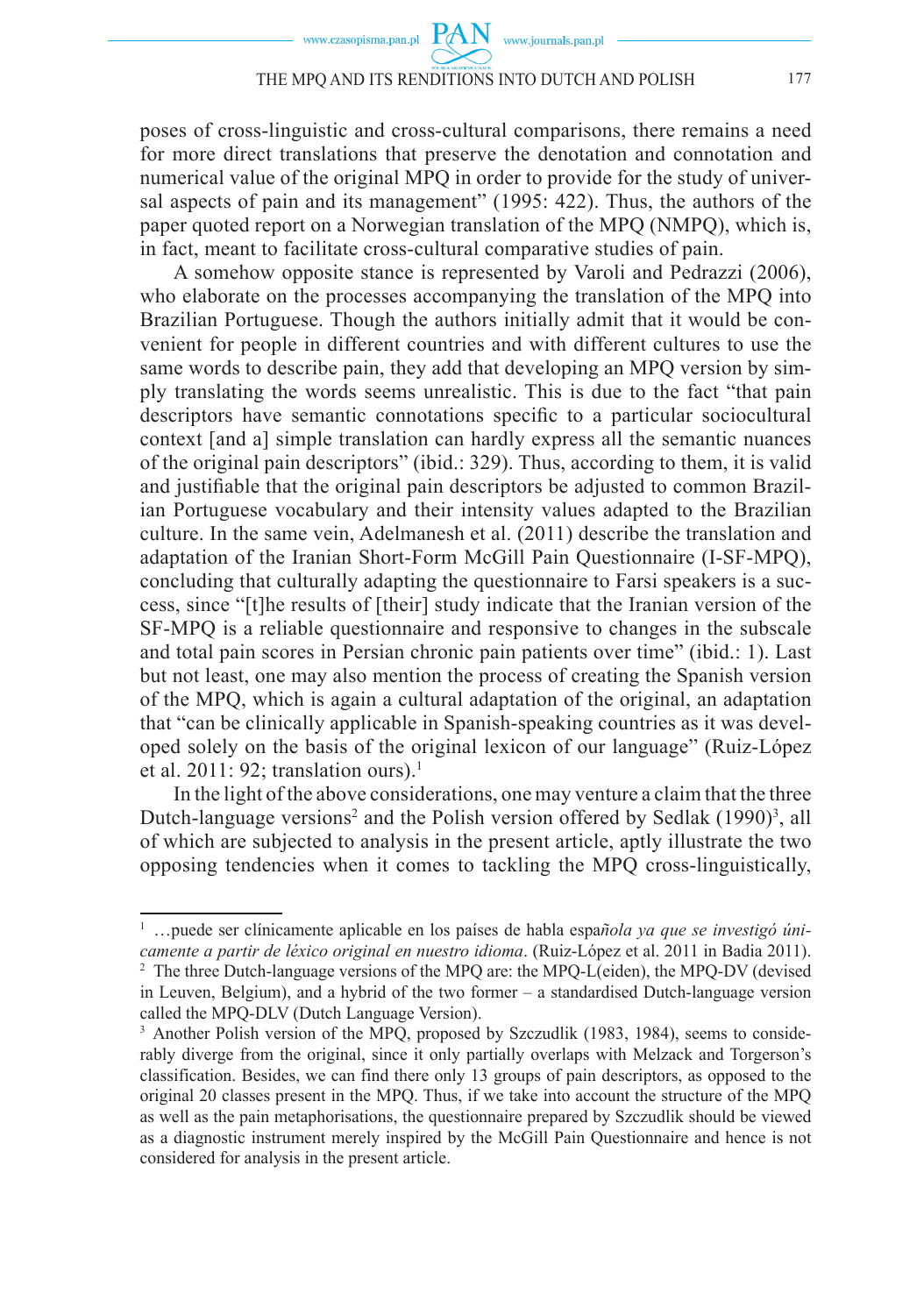poses of cross-linguistic and cross-cultural comparisons, there remains a need for more direct translations that preserve the denotation and connotation and numerical value of the original MPQ in order to provide for the study of universal aspects of pain and its management" (1995: 422). Thus, the authors of the paper quoted report on a Norwegian translation of the MPQ (NMPQ), which is, in fact, meant to facilitate cross-cultural comparative studies of pain.

A somehow opposite stance is represented by Varoli and Pedrazzi (2006), who elaborate on the processes accompanying the translation of the MPQ into Brazilian Portuguese. Though the authors initially admit that it would be convenient for people in different countries and with different cultures to use the same words to describe pain, they add that developing an MPQ version by simply translating the words seems unrealistic. This is due to the fact "that pain descriptors have semantic connotations specific to a particular sociocultural context [and a] simple translation can hardly express all the semantic nuances of the original pain descriptors" (ibid.: 329). Thus, according to them, it is valid and justifiable that the original pain descriptors be adjusted to common Brazilian Portuguese vocabulary and their intensity values adapted to the Brazilian culture. In the same vein, Adelmanesh et al. (2011) describe the translation and adaptation of the Iranian Short-Form McGill Pain Questionnaire (I-SF-MPQ), concluding that culturally adapting the questionnaire to Farsi speakers is a success, since "[t]he results of [their] study indicate that the Iranian version of the SF-MPQ is a reliable questionnaire and responsive to changes in the subscale and total pain scores in Persian chronic pain patients over time" (ibid.: 1). Last but not least, one may also mention the process of creating the Spanish version of the MPQ, which is again a cultural adaptation of the original, an adaptation that "can be clinically applicable in Spanish-speaking countries as it was developed solely on the basis of the original lexicon of our language" (Ruiz-López et al. 2011: 92; translation ours).[1]

In the light of the above considerations, one may venture a claim that the three Dutch-language versions[2] and the Polish version offered by Sedlak (1990)[3], all of which are subjected to analysis in the present article, aptly illustrate the two opposing tendencies when it comes to tackling the MPQ cross-linguistically,

---

[1] …puede ser clínicamente aplicable en los países de habla espa*ñola ya que se investigó únicamente a partir de léxico original en nuestro idioma*. (Ruiz-López et al. 2011 in Badia 2011).

[2] The three Dutch-language versions of the MPQ are: the MPQ-L(eiden), the MPQ-DV (devised in Leuven, Belgium), and a hybrid of the two former – a standardised Dutch-language version called the MPQ-DLV (Dutch Language Version).

[3] Another Polish version of the MPQ, proposed by Szczudlik (1983, 1984), seems to considerably diverge from the original, since it only partially overlaps with Melzack and Torgerson's classification. Besides, we can find there only 13 groups of pain descriptors, as opposed to the original 20 classes present in the MPQ. Thus, if we take into account the structure of the MPQ as well as the pain metaphorisations, the questionnaire prepared by Szczudlik should be viewed as a diagnostic instrument merely inspired by the McGill Pain Questionnaire and hence is not considered for analysis in the present article.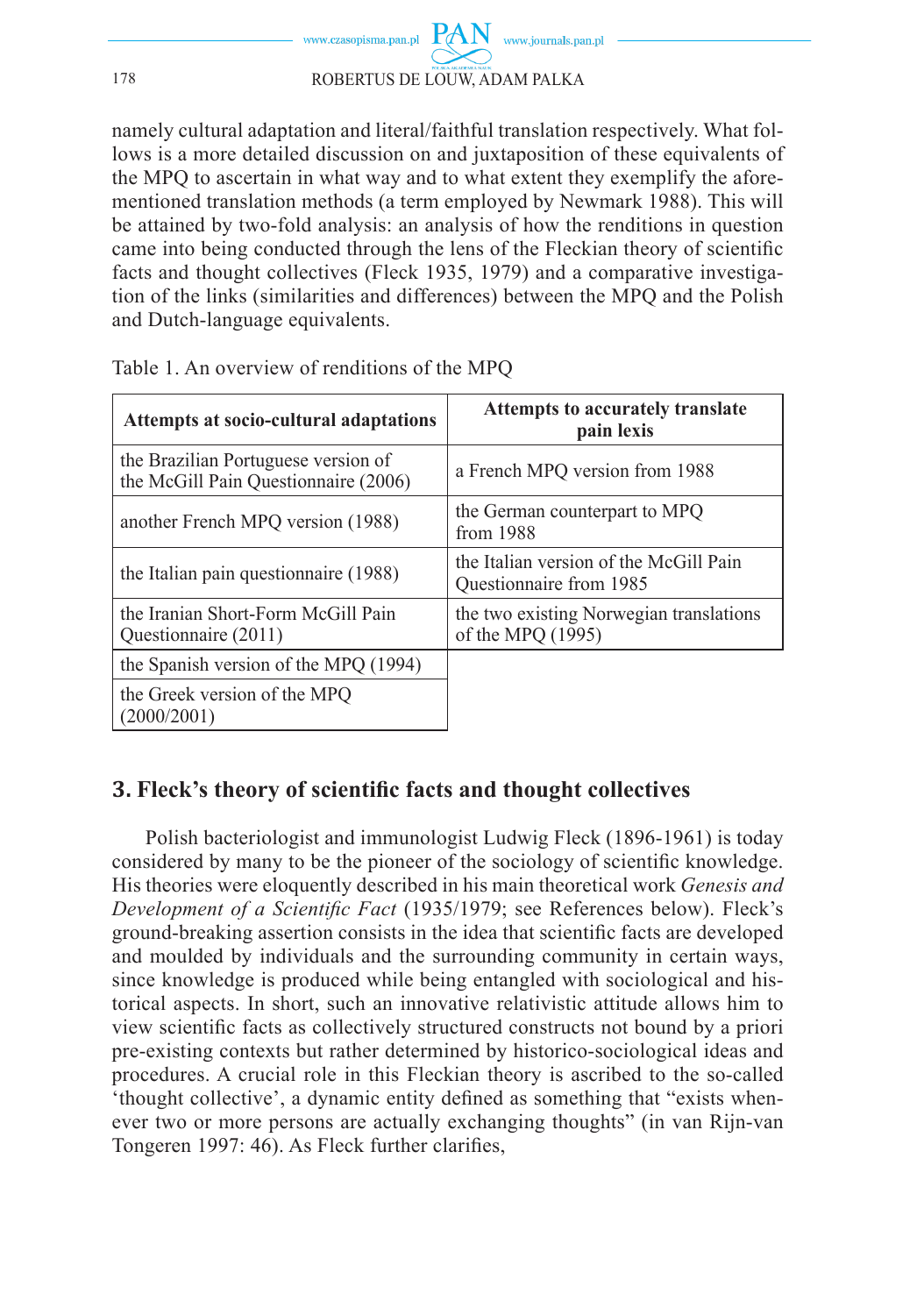namely cultural adaptation and literal/faithful translation respectively. What follows is a more detailed discussion on and juxtaposition of these equivalents of the MPQ to ascertain in what way and to what extent they exemplify the aforementioned translation methods (a term employed by Newmark 1988). This will be attained by two-fold analysis: an analysis of how the renditions in question came into being conducted through the lens of the Fleckian theory of scientific facts and thought collectives (Fleck 1935, 1979) and a comparative investigation of the links (similarities and differences) between the MPQ and the Polish and Dutch-language equivalents.

Table 1. An overview of renditions of the MPQ

| Attempts at socio-cultural adaptations | Attempts to accurately translate pain lexis |
| --- | --- |
| the Brazilian Portuguese version of the McGill Pain Questionnaire (2006) | a French MPQ version from 1988 |
| another French MPQ version (1988) | the German counterpart to MPQ from 1988 |
| the Italian pain questionnaire (1988) | the Italian version of the McGill Pain Questionnaire from 1985 |
| the Iranian Short-Form McGill Pain Questionnaire (2011) | the two existing Norwegian translations of the MPQ (1995) |
| the Spanish version of the MPQ (1994) | |
| the Greek version of the MPQ (2000/2001) | |

## 3. Fleck's theory of scientific facts and thought collectives

Polish bacteriologist and immunologist Ludwig Fleck (1896-1961) is today considered by many to be the pioneer of the sociology of scientific knowledge. His theories were eloquently described in his main theoretical work *Genesis and Development of a Scientific Fact* (1935/1979; see References below). Fleck's ground-breaking assertion consists in the idea that scientific facts are developed and moulded by individuals and the surrounding community in certain ways, since knowledge is produced while being entangled with sociological and historical aspects. In short, such an innovative relativistic attitude allows him to view scientific facts as collectively structured constructs not bound by a priori pre-existing contexts but rather determined by historico-sociological ideas and procedures. A crucial role in this Fleckian theory is ascribed to the so-called 'thought collective', a dynamic entity defined as something that "exists whenever two or more persons are actually exchanging thoughts" (in van Rijn-van Tongeren 1997: 46). As Fleck further clarifies,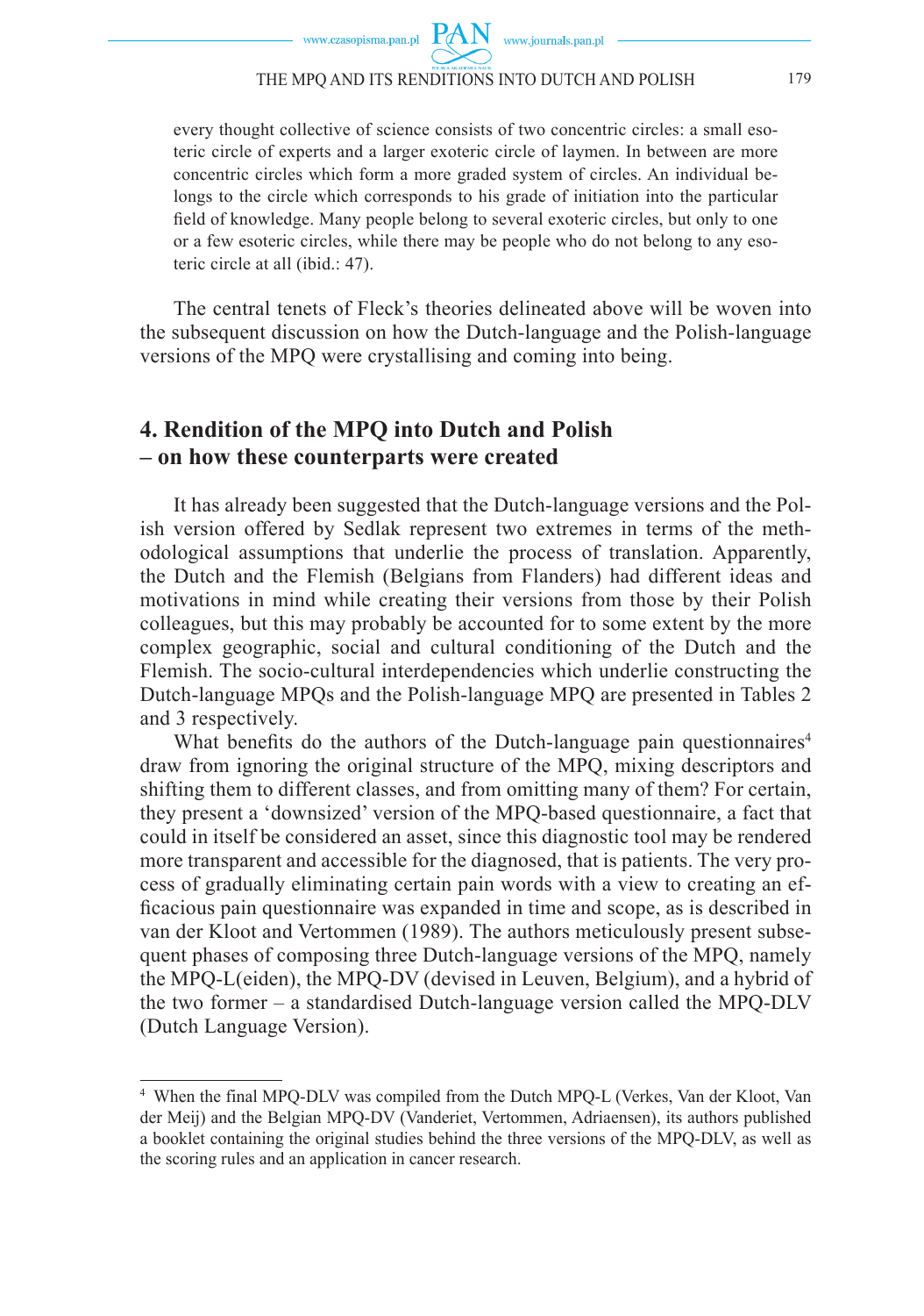> every thought collective of science consists of two concentric circles: a small esoteric circle of experts and a larger exoteric circle of laymen. In between are more concentric circles which form a more graded system of circles. An individual belongs to the circle which corresponds to his grade of initiation into the particular field of knowledge. Many people belong to several exoteric circles, but only to one or a few esoteric circles, while there may be people who do not belong to any esoteric circle at all (ibid.: 47).

The central tenets of Fleck's theories delineated above will be woven into the subsequent discussion on how the Dutch-language and the Polish-language versions of the MPQ were crystallising and coming into being.

## 4. Rendition of the MPQ into Dutch and Polish – on how these counterparts were created

It has already been suggested that the Dutch-language versions and the Polish version offered by Sedlak represent two extremes in terms of the methodological assumptions that underlie the process of translation. Apparently, the Dutch and the Flemish (Belgians from Flanders) had different ideas and motivations in mind while creating their versions from those by their Polish colleagues, but this may probably be accounted for to some extent by the more complex geographic, social and cultural conditioning of the Dutch and the Flemish. The socio-cultural interdependencies which underlie constructing the Dutch-language MPQs and the Polish-language MPQ are presented in Tables 2 and 3 respectively.

What benefits do the authors of the Dutch-language pain questionnaires[4] draw from ignoring the original structure of the MPQ, mixing descriptors and shifting them to different classes, and from omitting many of them? For certain, they present a 'downsized' version of the MPQ-based questionnaire, a fact that could in itself be considered an asset, since this diagnostic tool may be rendered more transparent and accessible for the diagnosed, that is patients. The very process of gradually eliminating certain pain words with a view to creating an efficacious pain questionnaire was expanded in time and scope, as is described in van der Kloot and Vertommen (1989). The authors meticulously present subsequent phases of composing three Dutch-language versions of the MPQ, namely the MPQ-L(eiden), the MPQ-DV (devised in Leuven, Belgium), and a hybrid of the two former – a standardised Dutch-language version called the MPQ-DLV (Dutch Language Version).

---

[4] When the final MPQ-DLV was compiled from the Dutch MPQ-L (Verkes, Van der Kloot, Van der Meij) and the Belgian MPQ-DV (Vanderiet, Vertommen, Adriaensen), its authors published a booklet containing the original studies behind the three versions of the MPQ-DLV, as well as the scoring rules and an application in cancer research.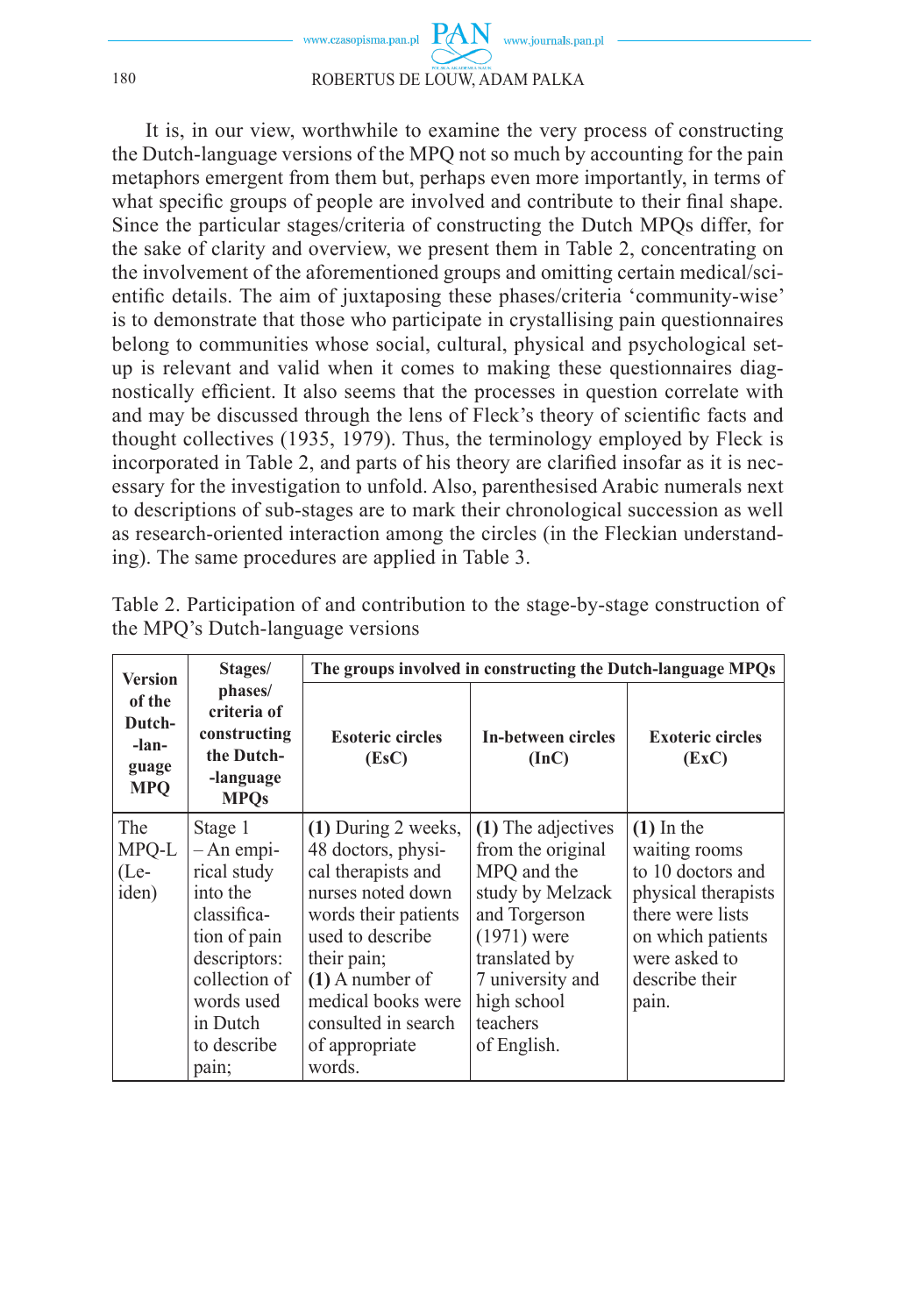It is, in our view, worthwhile to examine the very process of constructing the Dutch-language versions of the MPQ not so much by accounting for the pain metaphors emergent from them but, perhaps even more importantly, in terms of what specific groups of people are involved and contribute to their final shape. Since the particular stages/criteria of constructing the Dutch MPQs differ, for the sake of clarity and overview, we present them in Table 2, concentrating on the involvement of the aforementioned groups and omitting certain medical/scientific details. The aim of juxtaposing these phases/criteria 'community-wise' is to demonstrate that those who participate in crystallising pain questionnaires belong to communities whose social, cultural, physical and psychological set-up is relevant and valid when it comes to making these questionnaires diagnostically efficient. It also seems that the processes in question correlate with and may be discussed through the lens of Fleck's theory of scientific facts and thought collectives (1935, 1979). Thus, the terminology employed by Fleck is incorporated in Table 2, and parts of his theory are clarified insofar as it is necessary for the investigation to unfold. Also, parenthesised Arabic numerals next to descriptions of sub-stages are to mark their chronological succession as well as research-oriented interaction among the circles (in the Fleckian understanding). The same procedures are applied in Table 3.

Table 2. Participation of and contribution to the stage-by-stage construction of the MPQ's Dutch-language versions

| **Version of the Dutch-language MPQ** | **Stages/ phases/ criteria of constructing the Dutch-language MPQs** | **The groups involved in constructing the Dutch-language MPQs** | | |
|---|---|---|---|---|
| | | **Esoteric circles (EsC)** | **In-between circles (InC)** | **Exoteric circles (ExC)** |
| The MPQ-L (Leiden) | Stage 1 – An empirical study into the classification of pain descriptors: collection of words used in Dutch to describe pain; | **(1)** During 2 weeks, 48 doctors, physical therapists and nurses noted down words their patients used to describe their pain; **(1)** A number of medical books were consulted in search of appropriate words. | **(1)** The adjectives from the original MPQ and the study by Melzack and Torgerson (1971) were translated by 7 university and high school teachers of English. | **(1)** In the waiting rooms to 10 doctors and physical therapists there were lists on which patients were asked to describe their pain. |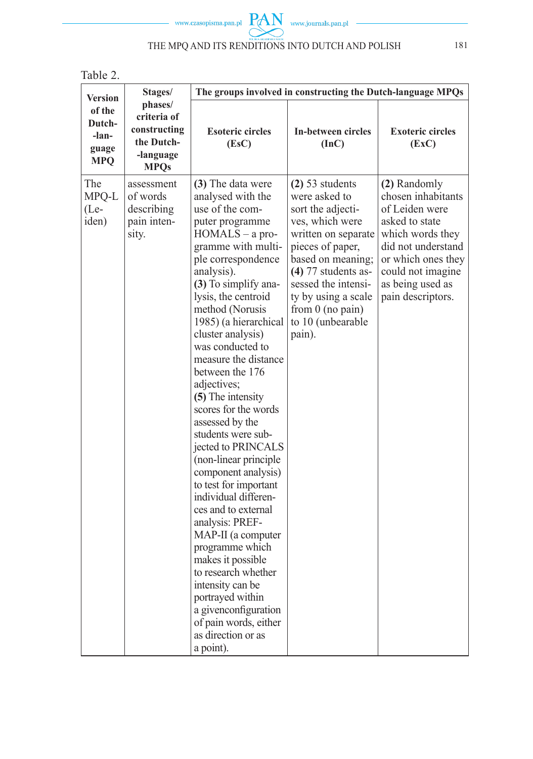Table 2.

| Version of the Dutch-language MPQ | Stages/ phases/ criteria of constructing the Dutch-language MPQs | The groups involved in constructing the Dutch-language MPQs | | |
|---|---|---|---|---|
| | | Esoteric circles (EsC) | In-between circles (InC) | Exoteric circles (ExC) |
| The MPQ-L (Leiden) | assessment of words describing pain intensity. | **(3)** The data were analysed with the use of the computer programme HOMALS – a programme with multiple correspondence analysis). **(3)** To simplify analysis, the centroid method (Norusis 1985) (a hierarchical cluster analysis) was conducted to measure the distance between the 176 adjectives; **(5)** The intensity scores for the words assessed by the students were subjected to PRINCALS (non-linear principle component analysis) to test for important individual differences and to external analysis: PREFMAP-II (a computer programme which makes it possible to research whether intensity can be portrayed within a givenconfiguration of pain words, either as direction or as a point). | **(2)** 53 students were asked to sort the adjectives, which were written on separate pieces of paper, based on meaning; **(4)** 77 students assessed the intensity by using a scale from 0 (no pain) to 10 (unbearable pain). | **(2)** Randomly chosen inhabitants of Leiden were asked to state which words they did not understand or which ones they could not imagine as being used as pain descriptors. |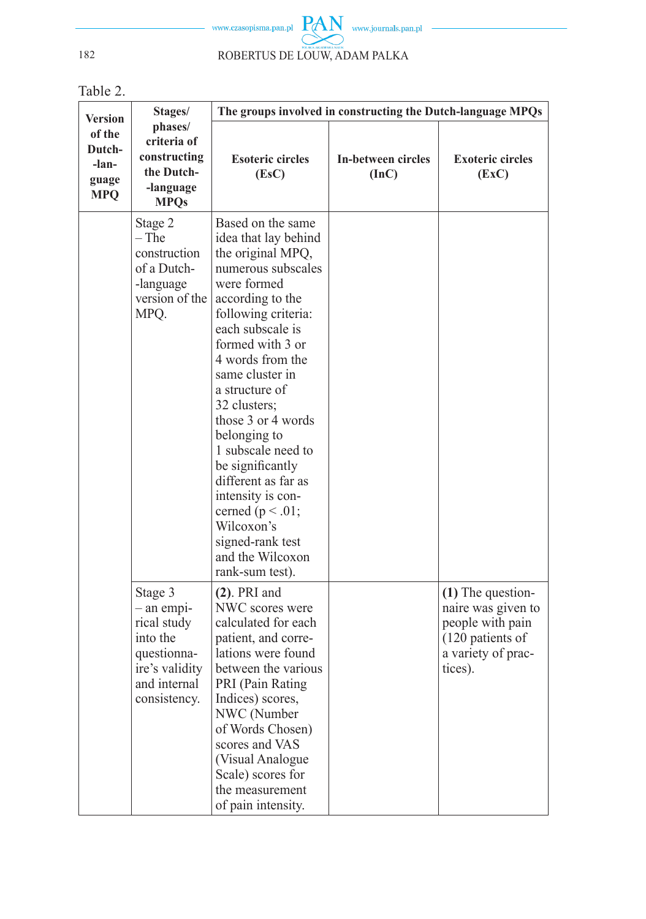Table 2.

| Version of the Dutch-language MPQ | Stages/ phases/ criteria of constructing the Dutch-language MPQs | The groups involved in constructing the Dutch-language MPQs | | |
|---|---|---|---|---|
| | | Esoteric circles (EsC) | In-between circles (InC) | Exoteric circles (ExC) |
| | Stage 2 – The construction of a Dutch-language version of the MPQ. | Based on the same idea that lay behind the original MPQ, numerous subscales were formed according to the following criteria: each subscale is formed with 3 or 4 words from the same cluster in a structure of 32 clusters; those 3 or 4 words belonging to 1 subscale need to be significantly different as far as intensity is concerned ($p < .01$; Wilcoxon's signed-rank test and the Wilcoxon rank-sum test). | | |
| | Stage 3 – an empirical study into the questionnaire's validity and internal consistency. | **(2)**. PRI and NWC scores were calculated for each patient, and correlations were found between the various PRI (Pain Rating Indices) scores, NWC (Number of Words Chosen) scores and VAS (Visual Analogue Scale) scores for the measurement of pain intensity. | | **(1)** The questionnaire was given to people with pain (120 patients of a variety of practices). |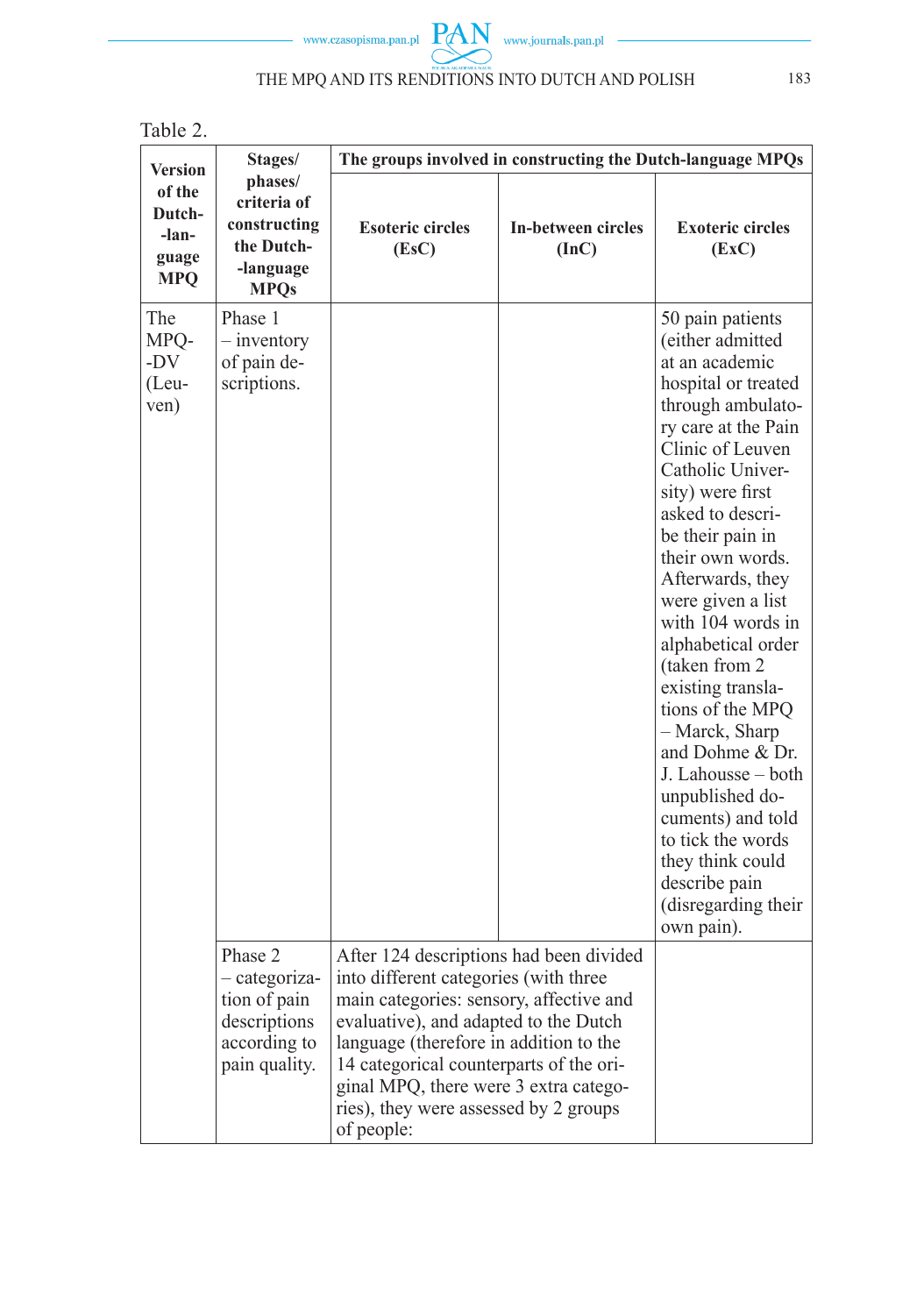Table 2.

| Version of the Dutch-language MPQ | Stages/ phases/ criteria of constructing the Dutch-language MPQs | The groups involved in constructing the Dutch-language MPQs | | |
|---|---|---|---|---|
| | | Esoteric circles (EsC) | In-between circles (InC) | Exoteric circles (ExC) |
| The MPQ-DV (Leuven) | Phase 1 – inventory of pain descriptions. | | | 50 pain patients (either admitted at an academic hospital or treated through ambulatory care at the Pain Clinic of Leuven Catholic University) were first asked to describe their pain in their own words. Afterwards, they were given a list with 104 words in alphabetical order (taken from 2 existing translations of the MPQ – Marck, Sharp and Dohme & Dr. J. Lahousse – both unpublished documents) and told to tick the words they think could describe pain (disregarding their own pain). |
| | Phase 2 – categorization of pain descriptions according to pain quality. | After 124 descriptions had been divided into different categories (with three main categories: sensory, affective and evaluative), and adapted to the Dutch language (therefore in addition to the 14 categorical counterparts of the original MPQ, there were 3 extra categories), they were assessed by 2 groups of people: | | |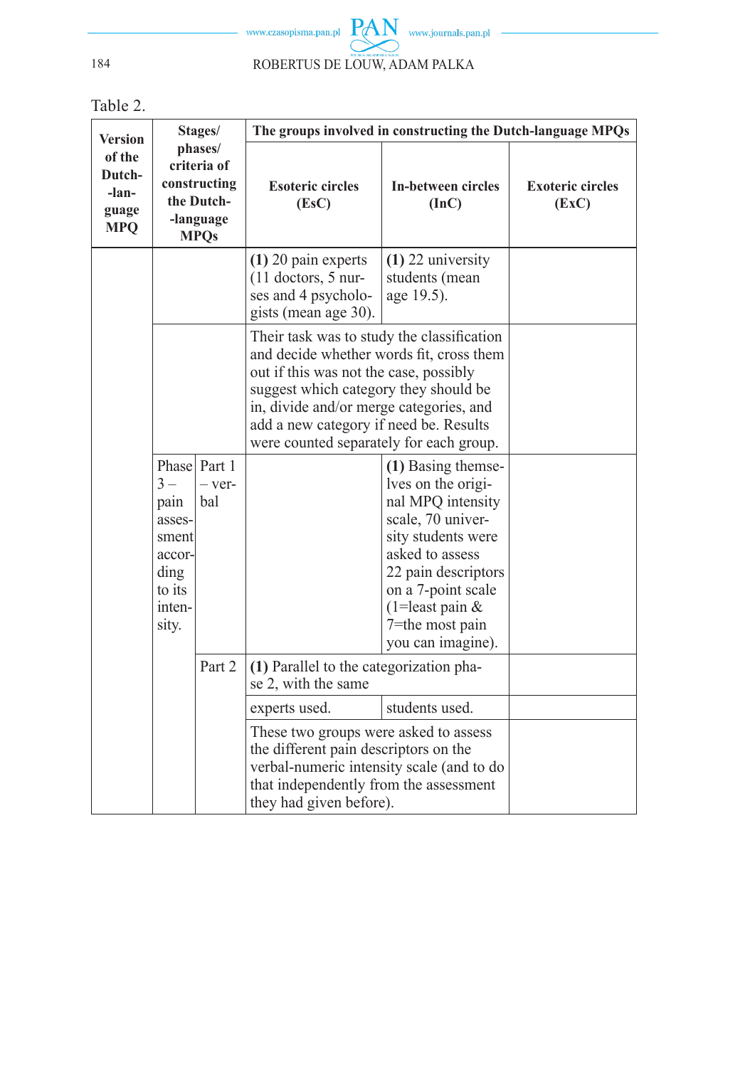Table 2.

| Version of the Dutch-language MPQ | Stages/ phases/ criteria of constructing the Dutch-language MPQs | | The groups involved in constructing the Dutch-language MPQs | | |
|---|---|---|---|---|---|
| | | | **Esoteric circles (EsC)** | **In-between circles (InC)** | **Exoteric circles (ExC)** |
| | | | **(1)** 20 pain experts (11 doctors, 5 nurses and 4 psychologists (mean age 30). | **(1)** 22 university students (mean age 19.5). | |
| | | | Their task was to study the classification and decide whether words fit, cross them out if this was not the case, possibly suggest which category they should be in, divide and/or merge categories, and add a new category if need be. Results were counted separately for each group. | | |
| | Phase 3 – pain assessment according to its intensity. | Part 1 – verbal | | **(1)** Basing themselves on the original MPQ intensity scale, 70 university students were asked to assess 22 pain descriptors on a 7-point scale (1=least pain & 7=the most pain you can imagine). | |
| | | Part 2 | **(1)** Parallel to the categorization phase 2, with the same | | |
| | | | experts used. | students used. | |
| | | | These two groups were asked to assess the different pain descriptors on the verbal-numeric intensity scale (and to do that independently from the assessment they had given before). | | |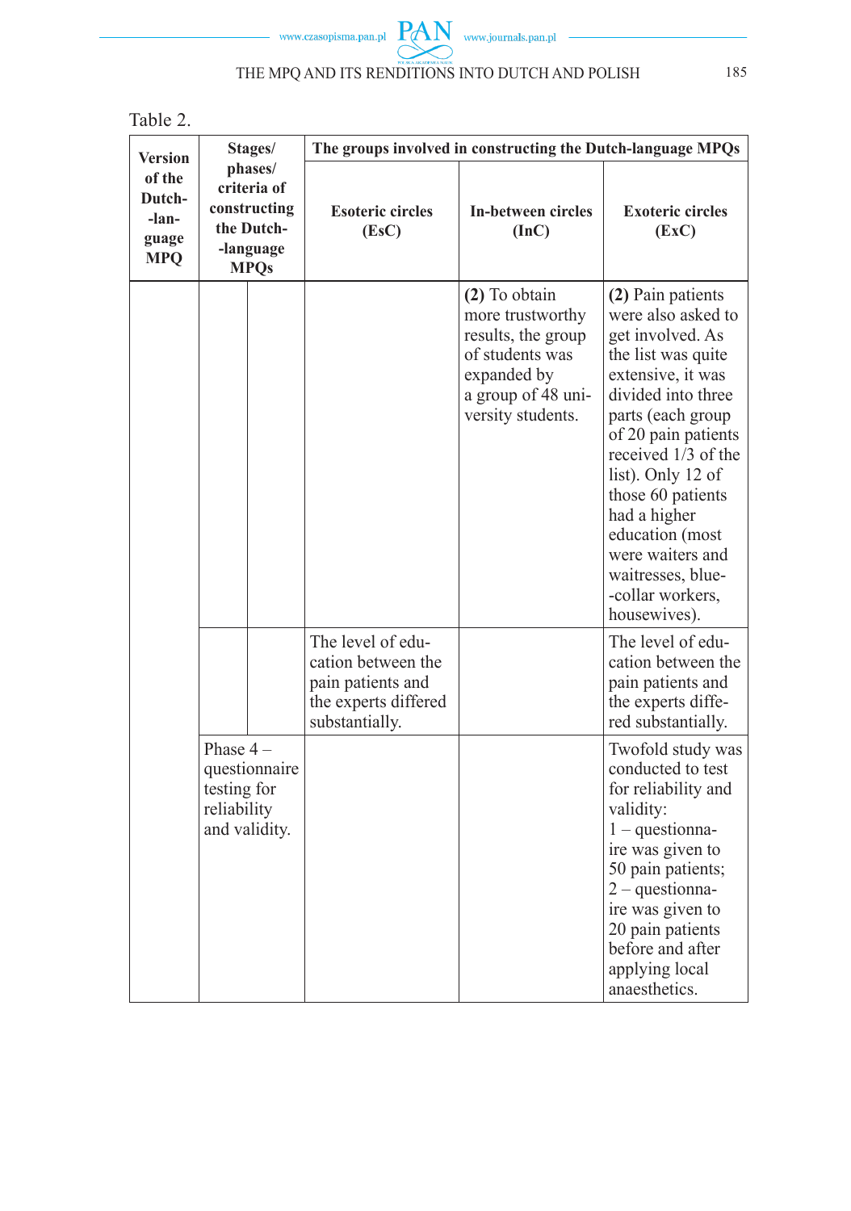Table 2.

| Version of the Dutch-language MPQ | Stages/ phases/ criteria of constructing the Dutch-language MPQs | | The groups involved in constructing the Dutch-language MPQs | | |
|---|---|---|---|---|---|
| | | | Esoteric circles (EsC) | In-between circles (InC) | Exoteric circles (ExC) |
| | | | | **(2)** To obtain more trustworthy results, the group of students was expanded by a group of 48 university students. | **(2)** Pain patients were also asked to get involved. As the list was quite extensive, it was divided into three parts (each group of 20 pain patients received 1/3 of the list). Only 12 of those 60 patients had a higher education (most were waiters and waitresses, blue-collar workers, housewives). |
| | | | The level of education between the pain patients and the experts differed substantially. | | The level of education between the pain patients and the experts differed substantially. |
| | Phase 4 – questionnaire testing for reliability and validity. | | | | Twofold study was conducted to test for reliability and validity:<br>1 – questionnaire was given to 50 pain patients;<br>2 – questionnaire was given to 20 pain patients before and after applying local anaesthetics. |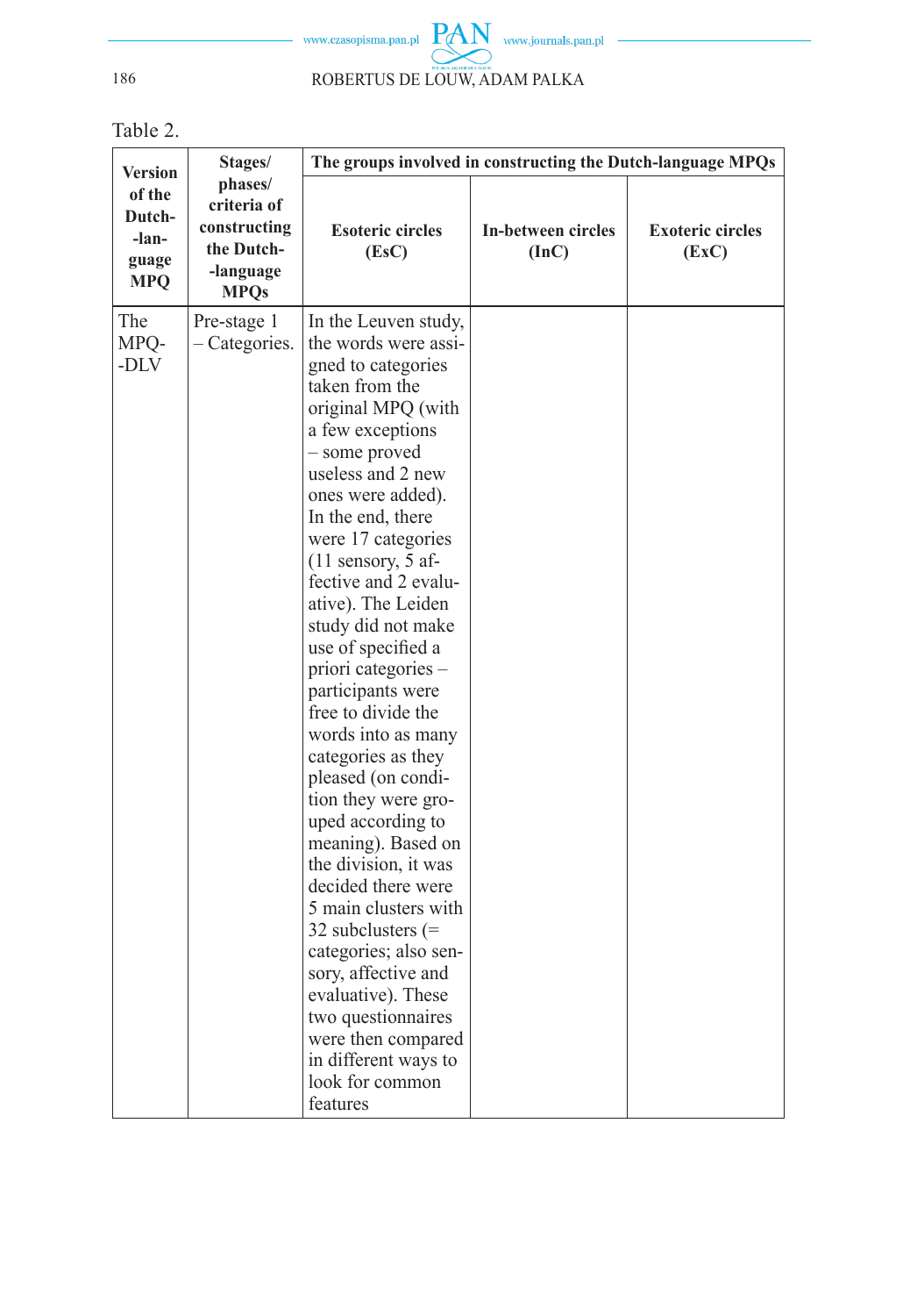Table 2.

| Version of the Dutch-language MPQ | Stages/ phases/ criteria of constructing the Dutch-language MPQs | The groups involved in constructing the Dutch-language MPQs | | |
|---|---|---|---|---|
| | | Esoteric circles (EsC) | In-between circles (InC) | Exoteric circles (ExC) |
| The MPQ-DLV | Pre-stage 1 – Categories. | In the Leuven study, the words were assigned to categories taken from the original MPQ (with a few exceptions – some proved useless and 2 new ones were added). In the end, there were 17 categories (11 sensory, 5 affective and 2 evaluative). The Leiden study did not make use of specified a priori categories – participants were free to divide the words into as many categories as they pleased (on condition they were grouped according to meaning). Based on the division, it was decided there were 5 main clusters with 32 subclusters (= categories; also sensory, affective and evaluative). These two questionnaires were then compared in different ways to look for common features | | |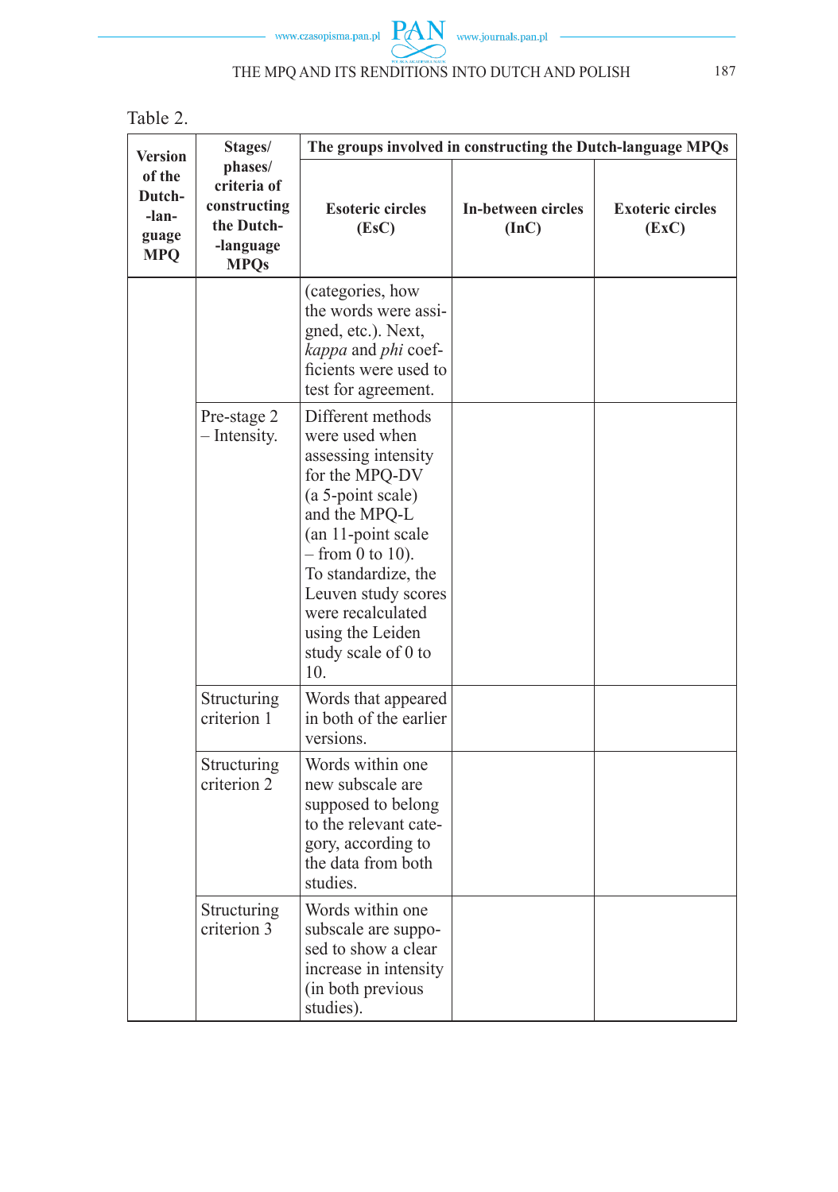Table 2.

| Version of the Dutch-language MPQ | Stages/ phases/ criteria of constructing the Dutch-language MPQs | The groups involved in constructing the Dutch-language MPQs | | |
|---|---|---|---|---|
| | | Esoteric circles (EsC) | In-between circles (InC) | Exoteric circles (ExC) |
| | | (categories, how the words were assigned, etc.). Next, *kappa* and *phi* coefficients were used to test for agreement. | | |
| | Pre-stage 2 – Intensity. | Different methods were used when assessing intensity for the MPQ-DV (a 5-point scale) and the MPQ-L (an 11-point scale – from 0 to 10). To standardize, the Leuven study scores were recalculated using the Leiden study scale of 0 to 10. | | |
| | Structuring criterion 1 | Words that appeared in both of the earlier versions. | | |
| | Structuring criterion 2 | Words within one new subscale are supposed to belong to the relevant category, according to the data from both studies. | | |
| | Structuring criterion 3 | Words within one subscale are supposed to show a clear increase in intensity (in both previous studies). | | |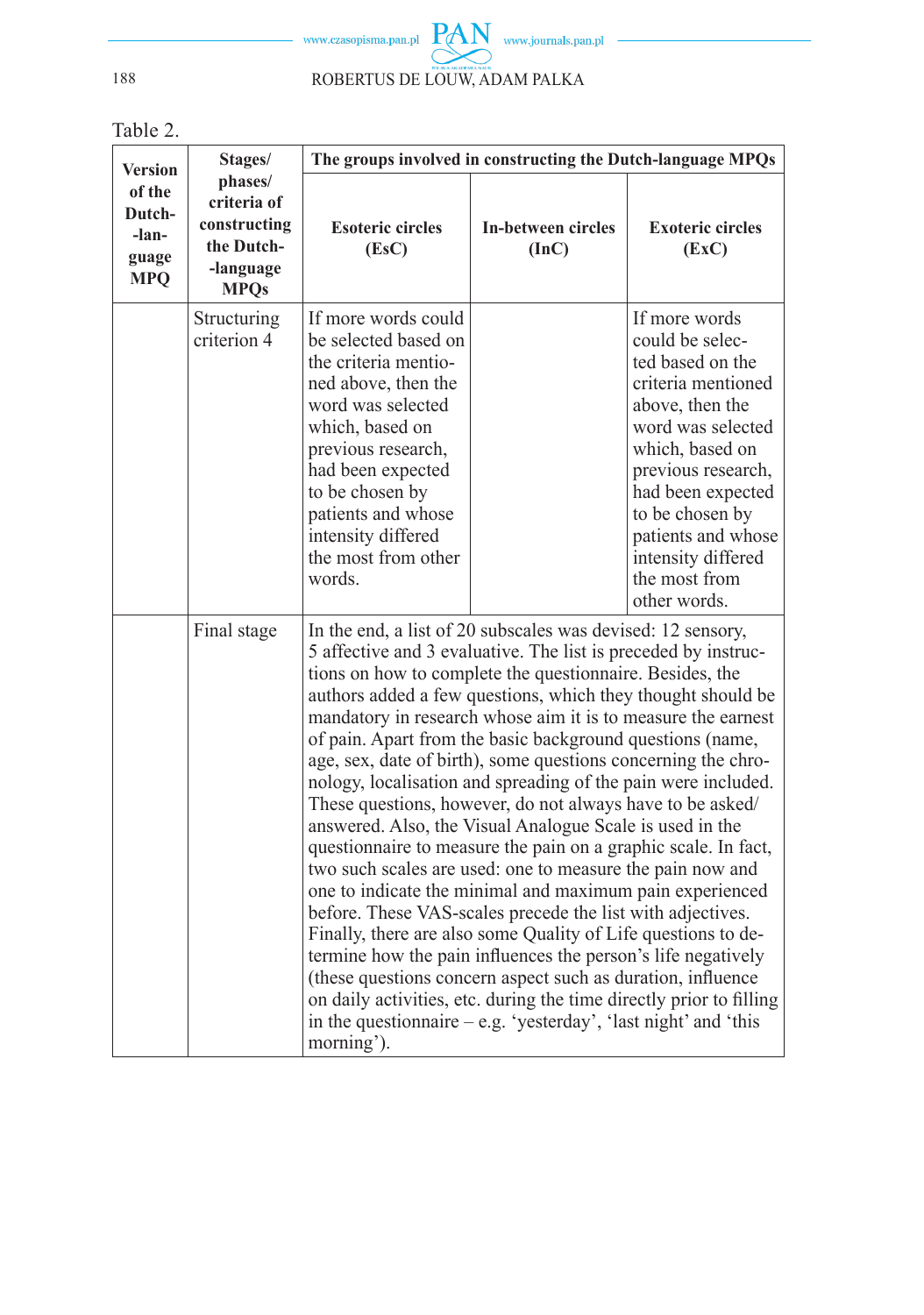Table 2.

| Version of the Dutch-language MPQ | Stages/ phases/ criteria of constructing the Dutch-language MPQs | The groups involved in constructing the Dutch-language MPQs | | |
|---|---|---|---|---|
| | | Esoteric circles (EsC) | In-between circles (InC) | Exoteric circles (ExC) |
| | Structuring criterion 4 | If more words could be selected based on the criteria mentioned above, then the word was selected which, based on previous research, had been expected to be chosen by patients and whose intensity differed the most from other words. | | If more words could be selected based on the criteria mentioned above, then the word was selected which, based on previous research, had been expected to be chosen by patients and whose intensity differed the most from other words. |
| | Final stage | In the end, a list of 20 subscales was devised: 12 sensory, 5 affective and 3 evaluative. The list is preceded by instructions on how to complete the questionnaire. Besides, the authors added a few questions, which they thought should be mandatory in research whose aim it is to measure the earnest of pain. Apart from the basic background questions (name, age, sex, date of birth), some questions concerning the chronology, localisation and spreading of the pain were included. These questions, however, do not always have to be asked/answered. Also, the Visual Analogue Scale is used in the questionnaire to measure the pain on a graphic scale. In fact, two such scales are used: one to measure the pain now and one to indicate the minimal and maximum pain experienced before. These VAS-scales precede the list with adjectives. Finally, there are also some Quality of Life questions to determine how the pain influences the person's life negatively (these questions concern aspect such as duration, influence on daily activities, etc. during the time directly prior to filling in the questionnaire – e.g. 'yesterday', 'last night' and 'this morning'). | | |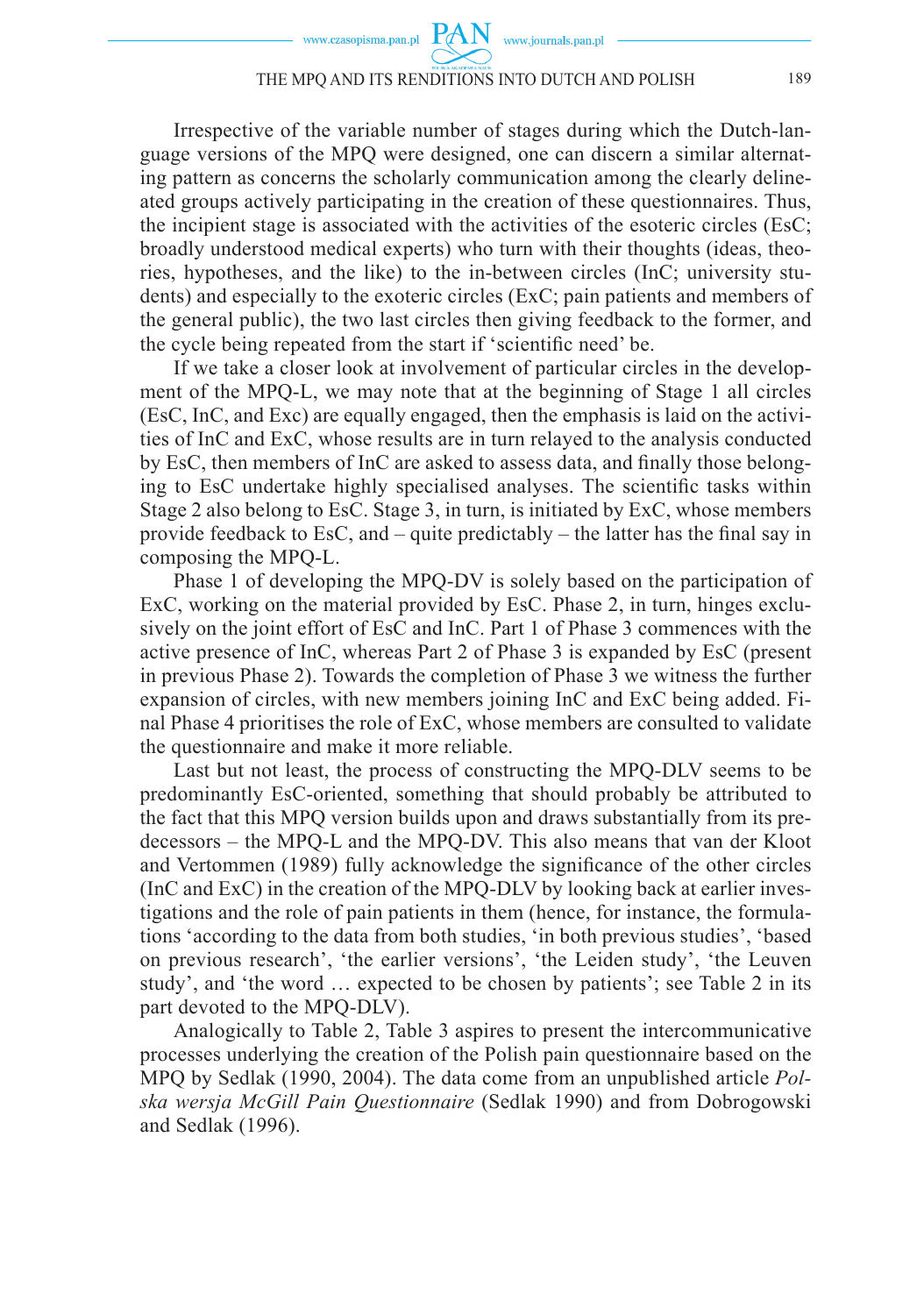Irrespective of the variable number of stages during which the Dutch-language versions of the MPQ were designed, one can discern a similar alternating pattern as concerns the scholarly communication among the clearly delineated groups actively participating in the creation of these questionnaires. Thus, the incipient stage is associated with the activities of the esoteric circles (EsC; broadly understood medical experts) who turn with their thoughts (ideas, theories, hypotheses, and the like) to the in-between circles (InC; university students) and especially to the exoteric circles (ExC; pain patients and members of the general public), the two last circles then giving feedback to the former, and the cycle being repeated from the start if 'scientific need' be.

If we take a closer look at involvement of particular circles in the development of the MPQ-L, we may note that at the beginning of Stage 1 all circles (EsC, InC, and Exc) are equally engaged, then the emphasis is laid on the activities of InC and ExC, whose results are in turn relayed to the analysis conducted by EsC, then members of InC are asked to assess data, and finally those belonging to EsC undertake highly specialised analyses. The scientific tasks within Stage 2 also belong to EsC. Stage 3, in turn, is initiated by ExC, whose members provide feedback to EsC, and – quite predictably – the latter has the final say in composing the MPQ-L.

Phase 1 of developing the MPQ-DV is solely based on the participation of ExC, working on the material provided by EsC. Phase 2, in turn, hinges exclusively on the joint effort of EsC and InC. Part 1 of Phase 3 commences with the active presence of InC, whereas Part 2 of Phase 3 is expanded by EsC (present in previous Phase 2). Towards the completion of Phase 3 we witness the further expansion of circles, with new members joining InC and ExC being added. Final Phase 4 prioritises the role of ExC, whose members are consulted to validate the questionnaire and make it more reliable.

Last but not least, the process of constructing the MPQ-DLV seems to be predominantly EsC-oriented, something that should probably be attributed to the fact that this MPQ version builds upon and draws substantially from its predecessors – the MPQ-L and the MPQ-DV. This also means that van der Kloot and Vertommen (1989) fully acknowledge the significance of the other circles (InC and ExC) in the creation of the MPQ-DLV by looking back at earlier investigations and the role of pain patients in them (hence, for instance, the formulations 'according to the data from both studies, 'in both previous studies', 'based on previous research', 'the earlier versions', 'the Leiden study', 'the Leuven study', and 'the word … expected to be chosen by patients'; see Table 2 in its part devoted to the MPQ-DLV).

Analogically to Table 2, Table 3 aspires to present the intercommunicative processes underlying the creation of the Polish pain questionnaire based on the MPQ by Sedlak (1990, 2004). The data come from an unpublished article *Polska wersja McGill Pain Questionnaire* (Sedlak 1990) and from Dobrogowski and Sedlak (1996).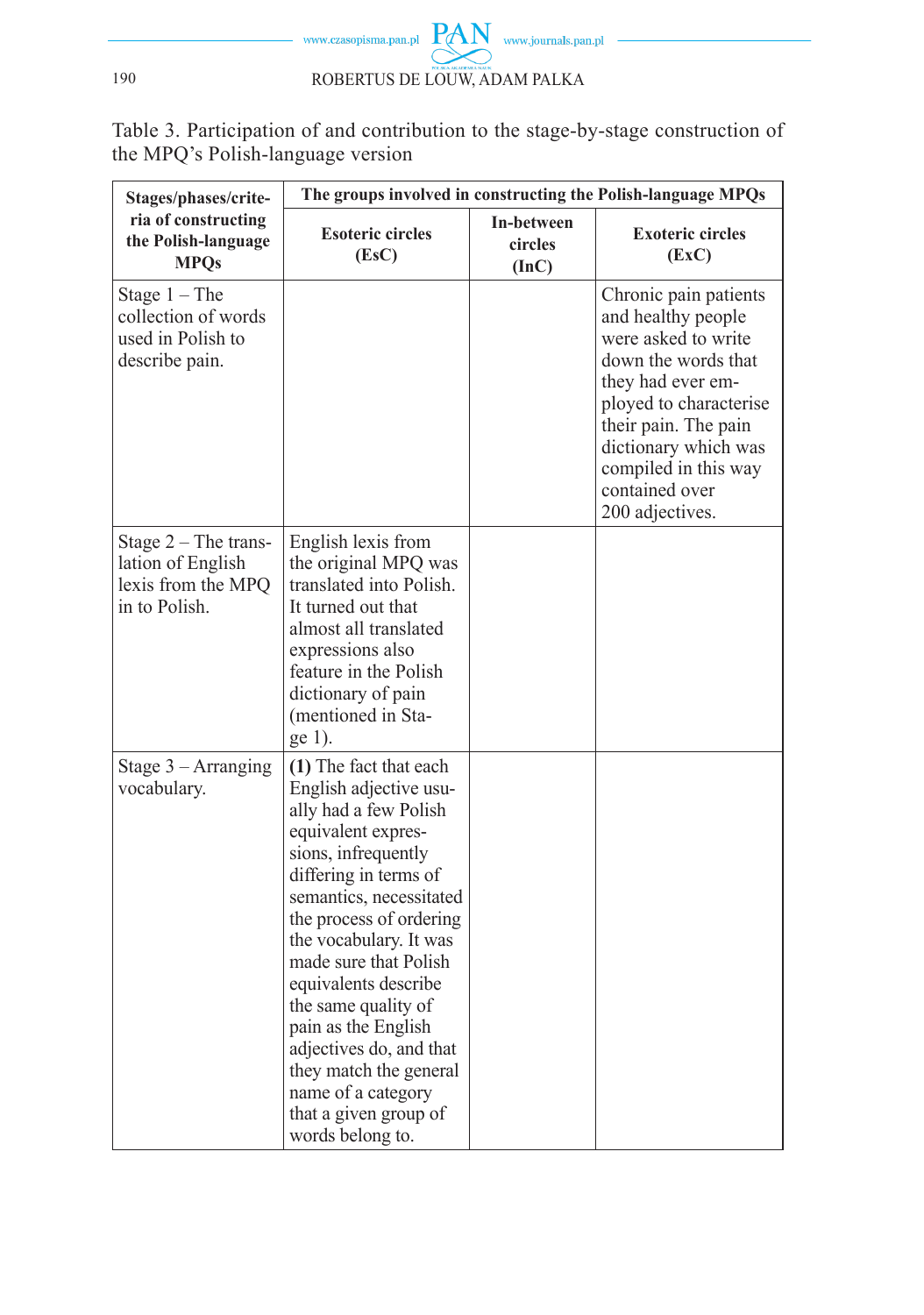Table 3. Participation of and contribution to the stage-by-stage construction of the MPQ's Polish-language version

| Stages/phases/criteria of constructing the Polish-language MPQs | The groups involved in constructing the Polish-language MPQs | | |
|---|---|---|---|
| | Esoteric circles (EsC) | In-between circles (InC) | Exoteric circles (ExC) |
| Stage 1 – The collection of words used in Polish to describe pain. | | | Chronic pain patients and healthy people were asked to write down the words that they had ever employed to characterise their pain. The pain dictionary which was compiled in this way contained over 200 adjectives. |
| Stage 2 – The translation of English lexis from the MPQ in to Polish. | English lexis from the original MPQ was translated into Polish. It turned out that almost all translated expressions also feature in the Polish dictionary of pain (mentioned in Stage 1). | | |
| Stage 3 – Arranging vocabulary. | **(1)** The fact that each English adjective usually had a few Polish equivalent expressions, infrequently differing in terms of semantics, necessitated the process of ordering the vocabulary. It was made sure that Polish equivalents describe the same quality of pain as the English adjectives do, and that they match the general name of a category that a given group of words belong to. | | |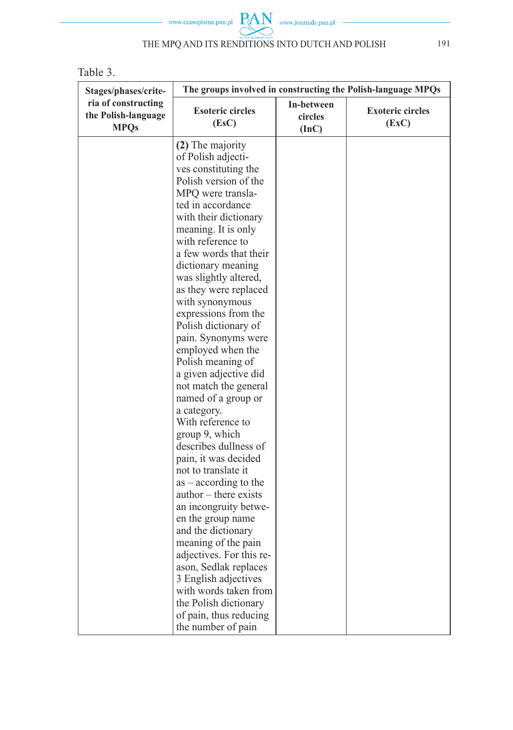Table 3.

| Stages/phases/criteria of constructing the Polish-language MPQs | The groups involved in constructing the Polish-language MPQs | | |
|---|---|---|---|
| | **Esoteric circles (EsC)** | **In-between circles (InC)** | **Exoteric circles (ExC)** |
| | **(2)** The majority of Polish adjectives constituting the Polish version of the MPQ were translated in accordance with their dictionary meaning. It is only with reference to a few words that their dictionary meaning was slightly altered, as they were replaced with synonymous expressions from the Polish dictionary of pain. Synonyms were employed when the Polish meaning of a given adjective did not match the general named of a group or a category. With reference to group 9, which describes dullness of pain, it was decided not to translate it as – according to the author – there exists an incongruity between the group name and the dictionary meaning of the pain adjectives. For this reason, Sedlak replaces 3 English adjectives with words taken from the Polish dictionary of pain, thus reducing the number of pain | | |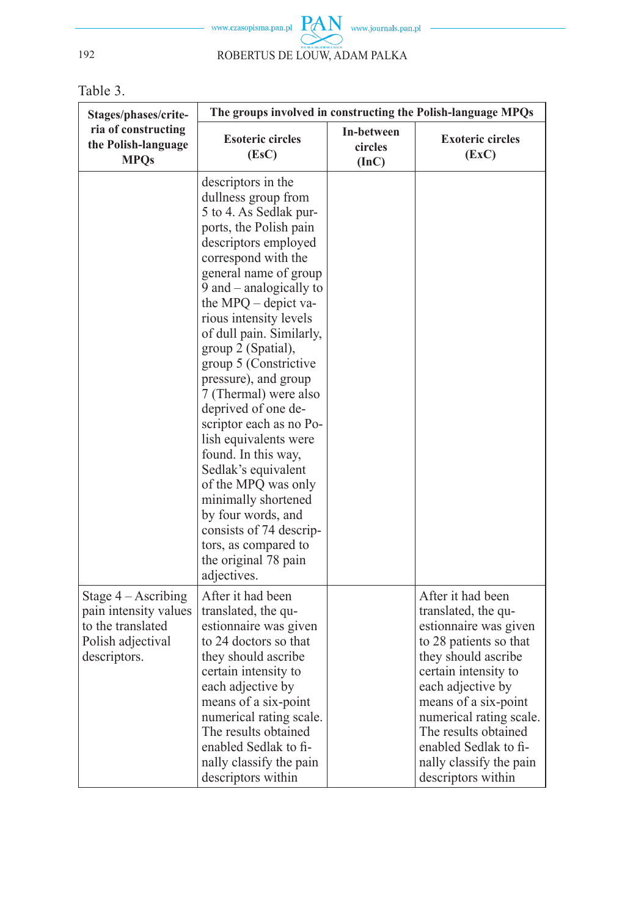Table 3.

| Stages/phases/criteria of constructing the Polish-language MPQs | The groups involved in constructing the Polish-language MPQs | | |
|---|---|---|---|
| | Esoteric circles (EsC) | In-between circles (InC) | Exoteric circles (ExC) |
| | descriptors in the dullness group from 5 to 4. As Sedlak purports, the Polish pain descriptors employed correspond with the general name of group 9 and – analogically to the MPQ – depict various intensity levels of dull pain. Similarly, group 2 (Spatial), group 5 (Constrictive pressure), and group 7 (Thermal) were also deprived of one descriptor each as no Polish equivalents were found. In this way, Sedlak's equivalent of the MPQ was only minimally shortened by four words, and consists of 74 descriptors, as compared to the original 78 pain adjectives. | | |
| Stage 4 – Ascribing pain intensity values to the translated Polish adjectival descriptors. | After it had been translated, the questionnaire was given to 24 doctors so that they should ascribe certain intensity to each adjective by means of a six-point numerical rating scale. The results obtained enabled Sedlak to finally classify the pain descriptors within | | After it had been translated, the questionnaire was given to 28 patients so that they should ascribe certain intensity to each adjective by means of a six-point numerical rating scale. The results obtained enabled Sedlak to finally classify the pain descriptors within |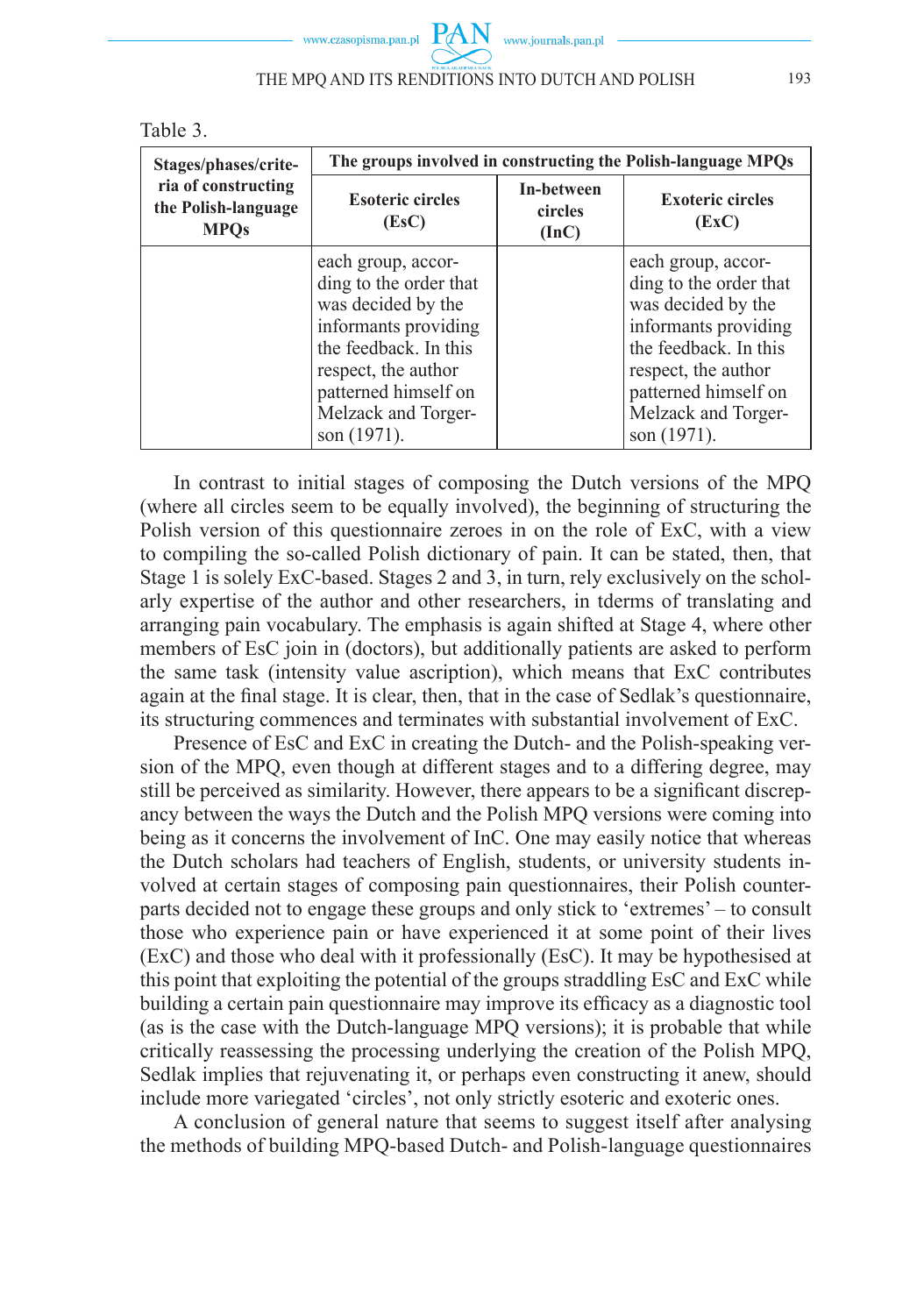Table 3.

| Stages/phases/criteria of constructing the Polish-language MPQs | The groups involved in constructing the Polish-language MPQs | | |
|---|---|---|---|
| | Esoteric circles (EsC) | In-between circles (InC) | Exoteric circles (ExC) |
| | each group, according to the order that was decided by the informants providing the feedback. In this respect, the author patterned himself on Melzack and Torgerson (1971). | | each group, according to the order that was decided by the informants providing the feedback. In this respect, the author patterned himself on Melzack and Torgerson (1971). |

In contrast to initial stages of composing the Dutch versions of the MPQ (where all circles seem to be equally involved), the beginning of structuring the Polish version of this questionnaire zeroes in on the role of ExC, with a view to compiling the so-called Polish dictionary of pain. It can be stated, then, that Stage 1 is solely ExC-based. Stages 2 and 3, in turn, rely exclusively on the scholarly expertise of the author and other researchers, in tderms of translating and arranging pain vocabulary. The emphasis is again shifted at Stage 4, where other members of EsC join in (doctors), but additionally patients are asked to perform the same task (intensity value ascription), which means that ExC contributes again at the final stage. It is clear, then, that in the case of Sedlak's questionnaire, its structuring commences and terminates with substantial involvement of ExC.

Presence of EsC and ExC in creating the Dutch- and the Polish-speaking version of the MPQ, even though at different stages and to a differing degree, may still be perceived as similarity. However, there appears to be a significant discrepancy between the ways the Dutch and the Polish MPQ versions were coming into being as it concerns the involvement of InC. One may easily notice that whereas the Dutch scholars had teachers of English, students, or university students involved at certain stages of composing pain questionnaires, their Polish counterparts decided not to engage these groups and only stick to 'extremes' – to consult those who experience pain or have experienced it at some point of their lives (ExC) and those who deal with it professionally (EsC). It may be hypothesised at this point that exploiting the potential of the groups straddling EsC and ExC while building a certain pain questionnaire may improve its efficacy as a diagnostic tool (as is the case with the Dutch-language MPQ versions); it is probable that while critically reassessing the processing underlying the creation of the Polish MPQ, Sedlak implies that rejuvenating it, or perhaps even constructing it anew, should include more variegated 'circles', not only strictly esoteric and exoteric ones.

A conclusion of general nature that seems to suggest itself after analysing the methods of building MPQ-based Dutch- and Polish-language questionnaires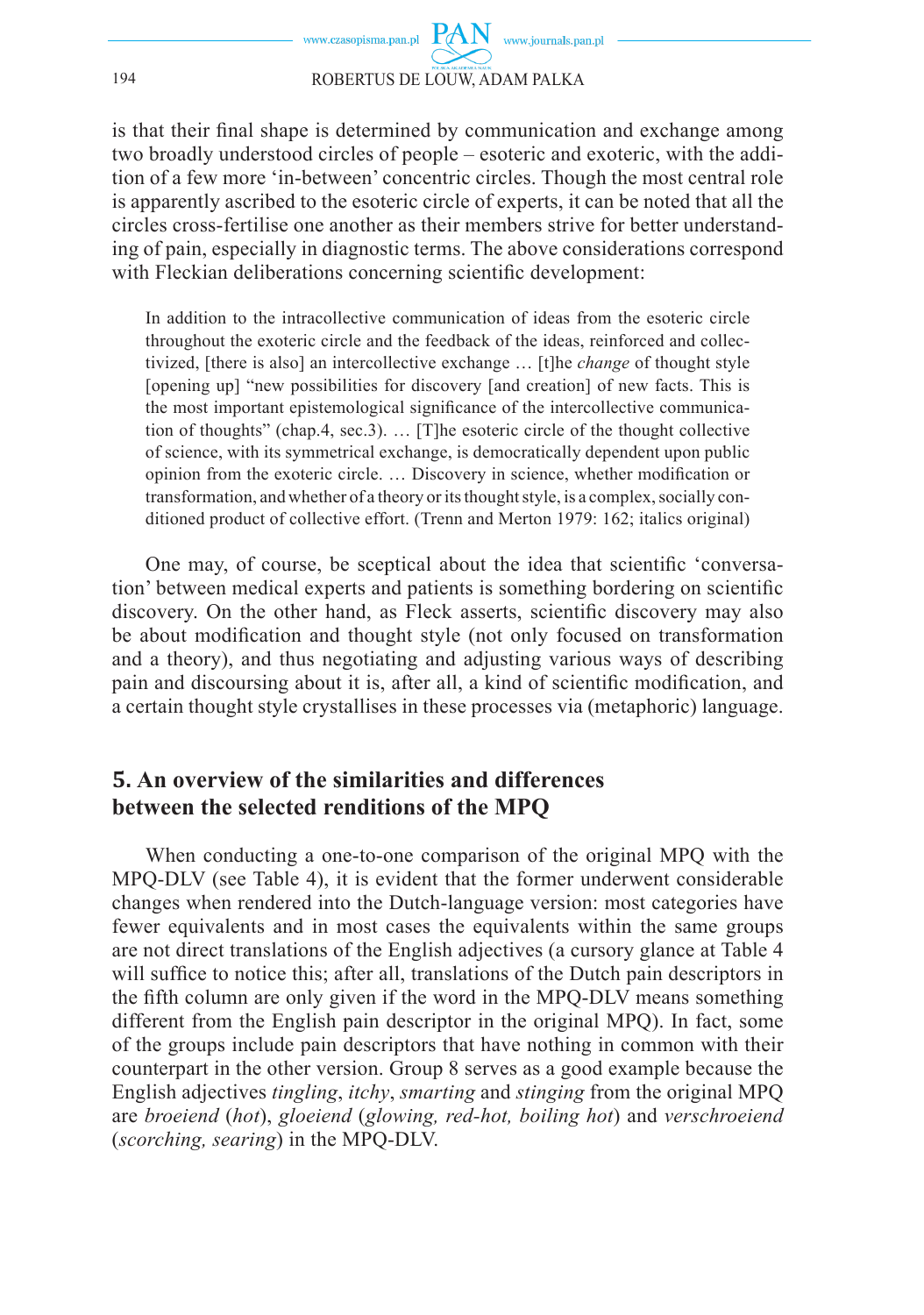is that their final shape is determined by communication and exchange among two broadly understood circles of people – esoteric and exoteric, with the addition of a few more 'in-between' concentric circles. Though the most central role is apparently ascribed to the esoteric circle of experts, it can be noted that all the circles cross-fertilise one another as their members strive for better understanding of pain, especially in diagnostic terms. The above considerations correspond with Fleckian deliberations concerning scientific development:

> In addition to the intracollective communication of ideas from the esoteric circle throughout the exoteric circle and the feedback of the ideas, reinforced and collectivized, [there is also] an intercollective exchange … [t]he *change* of thought style [opening up] "new possibilities for discovery [and creation] of new facts. This is the most important epistemological significance of the intercollective communication of thoughts" (chap.4, sec.3). … [T]he esoteric circle of the thought collective of science, with its symmetrical exchange, is democratically dependent upon public opinion from the exoteric circle. … Discovery in science, whether modification or transformation, and whether of a theory or its thought style, is a complex, socially conditioned product of collective effort. (Trenn and Merton 1979: 162; italics original)

One may, of course, be sceptical about the idea that scientific 'conversation' between medical experts and patients is something bordering on scientific discovery. On the other hand, as Fleck asserts, scientific discovery may also be about modification and thought style (not only focused on transformation and a theory), and thus negotiating and adjusting various ways of describing pain and discoursing about it is, after all, a kind of scientific modification, and a certain thought style crystallises in these processes via (metaphoric) language.

## 5. An overview of the similarities and differences between the selected renditions of the MPQ

When conducting a one-to-one comparison of the original MPQ with the MPQ-DLV (see Table 4), it is evident that the former underwent considerable changes when rendered into the Dutch-language version: most categories have fewer equivalents and in most cases the equivalents within the same groups are not direct translations of the English adjectives (a cursory glance at Table 4 will suffice to notice this; after all, translations of the Dutch pain descriptors in the fifth column are only given if the word in the MPQ-DLV means something different from the English pain descriptor in the original MPQ). In fact, some of the groups include pain descriptors that have nothing in common with their counterpart in the other version. Group 8 serves as a good example because the English adjectives *tingling*, *itchy*, *smarting* and *stinging* from the original MPQ are *broeiend* (*hot*), *gloeiend* (*glowing, red-hot, boiling hot*) and *verschroeiend* (*scorching, searing*) in the MPQ-DLV.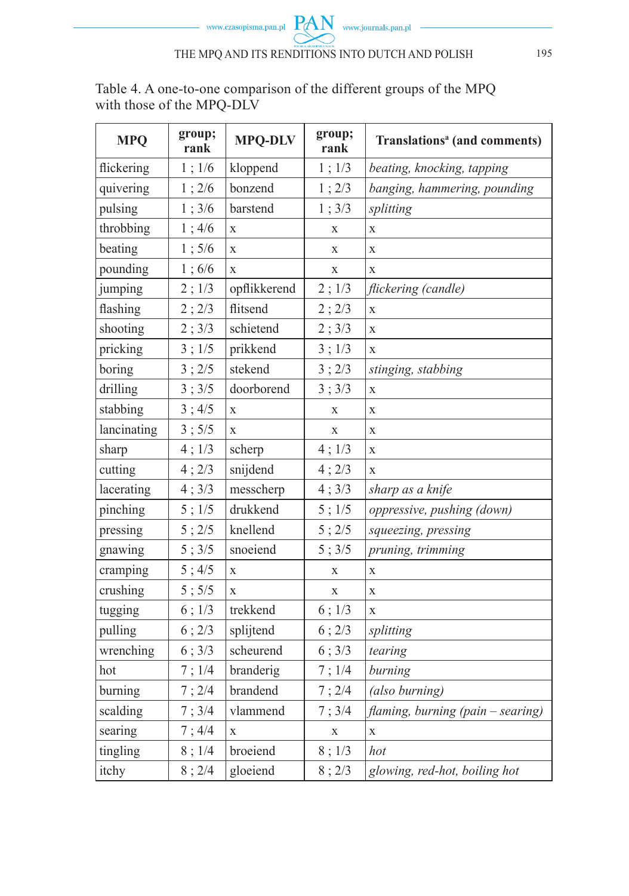Table 4. A one-to-one comparison of the different groups of the MPQ with those of the MPQ-DLV

| MPQ | group; rank | MPQ-DLV | group; rank | Translations[a] (and comments) |
|---|---|---|---|---|
| flickering | 1 ; 1/6 | kloppend | 1 ; 1/3 | *beating, knocking, tapping* |
| quivering | 1 ; 2/6 | bonzend | 1 ; 2/3 | *banging, hammering, pounding* |
| pulsing | 1 ; 3/6 | barstend | 1 ; 3/3 | *splitting* |
| throbbing | 1 ; 4/6 | x | x | x |
| beating | 1 ; 5/6 | x | x | x |
| pounding | 1 ; 6/6 | x | x | x |
| jumping | 2 ; 1/3 | opflikkerend | 2 ; 1/3 | *flickering (candle)* |
| flashing | 2 ; 2/3 | flitsend | 2 ; 2/3 | x |
| shooting | 2 ; 3/3 | schietend | 2 ; 3/3 | x |
| pricking | 3 ; 1/5 | prikkend | 3 ; 1/3 | x |
| boring | 3 ; 2/5 | stekend | 3 ; 2/3 | *stinging, stabbing* |
| drilling | 3 ; 3/5 | doorborend | 3 ; 3/3 | x |
| stabbing | 3 ; 4/5 | x | x | x |
| lancinating | 3 ; 5/5 | x | x | x |
| sharp | 4 ; 1/3 | scherp | 4 ; 1/3 | x |
| cutting | 4 ; 2/3 | snijdend | 4 ; 2/3 | x |
| lacerating | 4 ; 3/3 | messcherp | 4 ; 3/3 | *sharp as a knife* |
| pinching | 5 ; 1/5 | drukkend | 5 ; 1/5 | *oppressive, pushing (down)* |
| pressing | 5 ; 2/5 | knellend | 5 ; 2/5 | *squeezing, pressing* |
| gnawing | 5 ; 3/5 | snoeiend | 5 ; 3/5 | *pruning, trimming* |
| cramping | 5 ; 4/5 | x | x | x |
| crushing | 5 ; 5/5 | x | x | x |
| tugging | 6 ; 1/3 | trekkend | 6 ; 1/3 | x |
| pulling | 6 ; 2/3 | splijtend | 6 ; 2/3 | *splitting* |
| wrenching | 6 ; 3/3 | scheurend | 6 ; 3/3 | *tearing* |
| hot | 7 ; 1/4 | branderig | 7 ; 1/4 | *burning* |
| burning | 7 ; 2/4 | brandend | 7 ; 2/4 | *(also burning)* |
| scalding | 7 ; 3/4 | vlammend | 7 ; 3/4 | *flaming, burning (pain – searing)* |
| searing | 7 ; 4/4 | x | x | x |
| tingling | 8 ; 1/4 | broeiend | 8 ; 1/3 | *hot* |
| itchy | 8 ; 2/4 | gloeiend | 8 ; 2/3 | *glowing, red-hot, boiling hot* |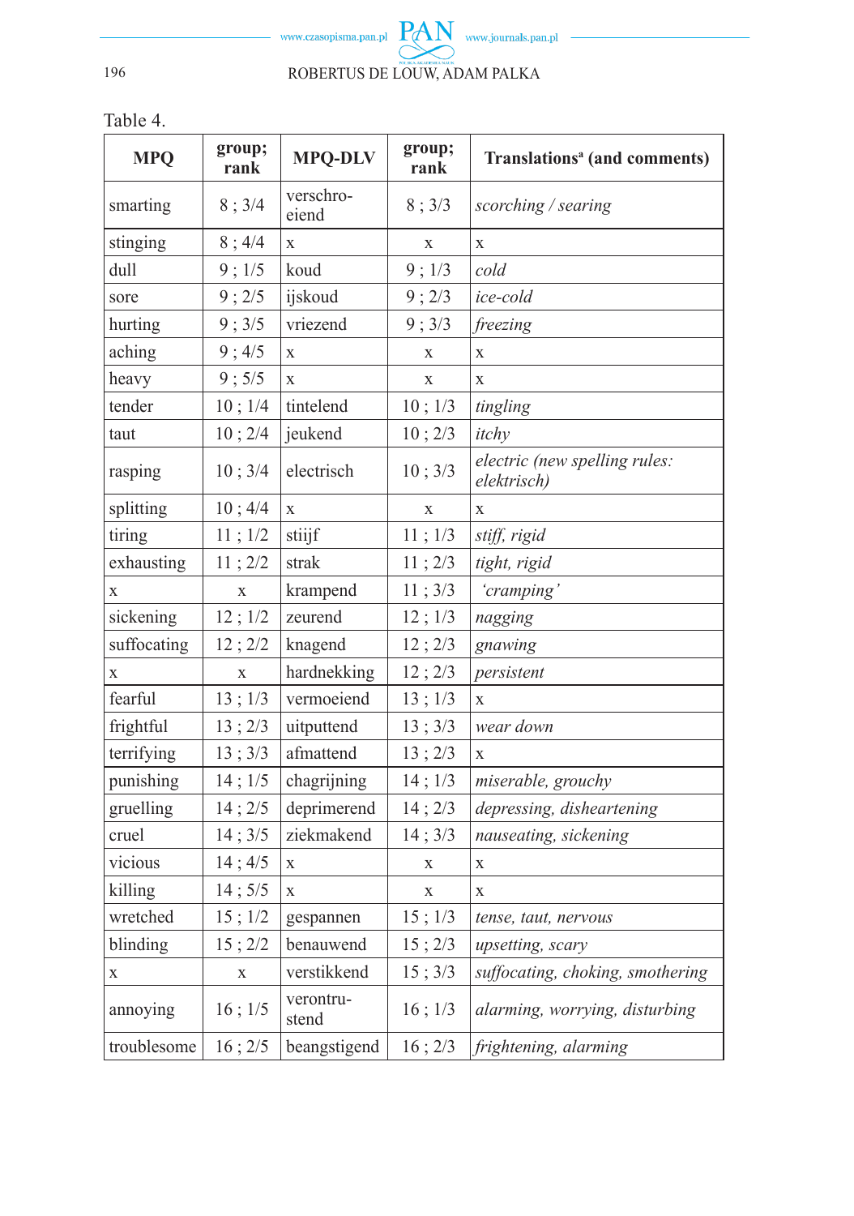Table 4.

| MPQ | group; rank | MPQ-DLV | group; rank | Translations[a] (and comments) |
|---|---|---|---|---|
| smarting | 8 ; 3/4 | verschro-eiend | 8 ; 3/3 | *scorching / searing* |
| stinging | 8 ; 4/4 | x | x | x |
| dull | 9 ; 1/5 | koud | 9 ; 1/3 | *cold* |
| sore | 9 ; 2/5 | ijskoud | 9 ; 2/3 | *ice-cold* |
| hurting | 9 ; 3/5 | vriezend | 9 ; 3/3 | *freezing* |
| aching | 9 ; 4/5 | x | x | x |
| heavy | 9 ; 5/5 | x | x | x |
| tender | 10 ; 1/4 | tintelend | 10 ; 1/3 | *tingling* |
| taut | 10 ; 2/4 | jeukend | 10 ; 2/3 | *itchy* |
| rasping | 10 ; 3/4 | electrisch | 10 ; 3/3 | *electric (new spelling rules: elektrisch)* |
| splitting | 10 ; 4/4 | x | x | x |
| tiring | 11 ; 1/2 | stiijf | 11 ; 1/3 | *stiff, rigid* |
| exhausting | 11 ; 2/2 | strak | 11 ; 2/3 | *tight, rigid* |
| x | x | krampend | 11 ; 3/3 | *'cramping'* |
| sickening | 12 ; 1/2 | zeurend | 12 ; 1/3 | *nagging* |
| suffocating | 12 ; 2/2 | knagend | 12 ; 2/3 | *gnawing* |
| x | x | hardnekking | 12 ; 2/3 | *persistent* |
| fearful | 13 ; 1/3 | vermoeiend | 13 ; 1/3 | x |
| frightful | 13 ; 2/3 | uitputtend | 13 ; 3/3 | *wear down* |
| terrifying | 13 ; 3/3 | afmattend | 13 ; 2/3 | x |
| punishing | 14 ; 1/5 | chagrijning | 14 ; 1/3 | *miserable, grouchy* |
| gruelling | 14 ; 2/5 | deprimerend | 14 ; 2/3 | *depressing, disheartening* |
| cruel | 14 ; 3/5 | ziekmakend | 14 ; 3/3 | *nauseating, sickening* |
| vicious | 14 ; 4/5 | x | x | x |
| killing | 14 ; 5/5 | x | x | x |
| wretched | 15 ; 1/2 | gespannen | 15 ; 1/3 | *tense, taut, nervous* |
| blinding | 15 ; 2/2 | benauwend | 15 ; 2/3 | *upsetting, scary* |
| x | x | verstikkend | 15 ; 3/3 | *suffocating, choking, smothering* |
| annoying | 16 ; 1/5 | verontru-stend | 16 ; 1/3 | *alarming, worrying, disturbing* |
| troublesome | 16 ; 2/5 | beangstigend | 16 ; 2/3 | *frightening, alarming* |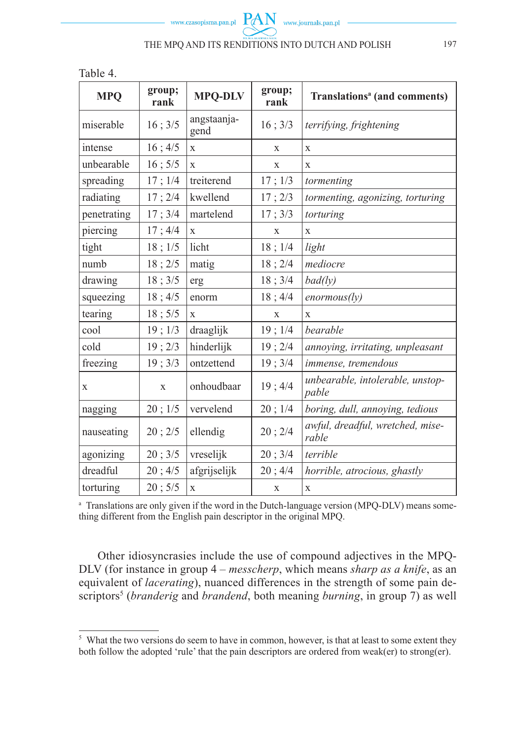Table 4.

| MPQ | group; rank | MPQ-DLV | group; rank | Translations[a] (and comments) |
|---|---|---|---|---|
| miserable | 16 ; 3/5 | angstaanja-gend | 16 ; 3/3 | *terrifying, frightening* |
| intense | 16 ; 4/5 | x | x | x |
| unbearable | 16 ; 5/5 | x | x | x |
| spreading | 17 ; 1/4 | treiterend | 17 ; 1/3 | *tormenting* |
| radiating | 17 ; 2/4 | kwellend | 17 ; 2/3 | *tormenting, agonizing, torturing* |
| penetrating | 17 ; 3/4 | martelend | 17 ; 3/3 | *torturing* |
| piercing | 17 ; 4/4 | x | x | x |
| tight | 18 ; 1/5 | licht | 18 ; 1/4 | *light* |
| numb | 18 ; 2/5 | matig | 18 ; 2/4 | *mediocre* |
| drawing | 18 ; 3/5 | erg | 18 ; 3/4 | *bad(ly)* |
| squeezing | 18 ; 4/5 | enorm | 18 ; 4/4 | *enormous(ly)* |
| tearing | 18 ; 5/5 | x | x | x |
| cool | 19 ; 1/3 | draaglijk | 19 ; 1/4 | *bearable* |
| cold | 19 ; 2/3 | hinderlijk | 19 ; 2/4 | *annoying, irritating, unpleasant* |
| freezing | 19 ; 3/3 | ontzettend | 19 ; 3/4 | *immense, tremendous* |
| x | x | onhoudbaar | 19 ; 4/4 | *unbearable, intolerable, unstop-pable* |
| nagging | 20 ; 1/5 | vervelend | 20 ; 1/4 | *boring, dull, annoying, tedious* |
| nauseating | 20 ; 2/5 | ellendig | 20 ; 2/4 | *awful, dreadful, wretched, mise-rable* |
| agonizing | 20 ; 3/5 | vreselijk | 20 ; 3/4 | *terrible* |
| dreadful | 20 ; 4/5 | afgrijselijk | 20 ; 4/4 | *horrible, atrocious, ghastly* |
| torturing | 20 ; 5/5 | x | x | x |

[a] Translations are only given if the word in the Dutch-language version (MPQ-DLV) means something different from the English pain descriptor in the original MPQ.

Other idiosyncrasies include the use of compound adjectives in the MPQ-DLV (for instance in group 4 – *messcherp*, which means *sharp as a knife*, as an equivalent of *lacerating*), nuanced differences in the strength of some pain descriptors[5] (*branderig* and *brandend*, both meaning *burning*, in group 7) as well

[5] What the two versions do seem to have in common, however, is that at least to some extent they both follow the adopted 'rule' that the pain descriptors are ordered from weak(er) to strong(er).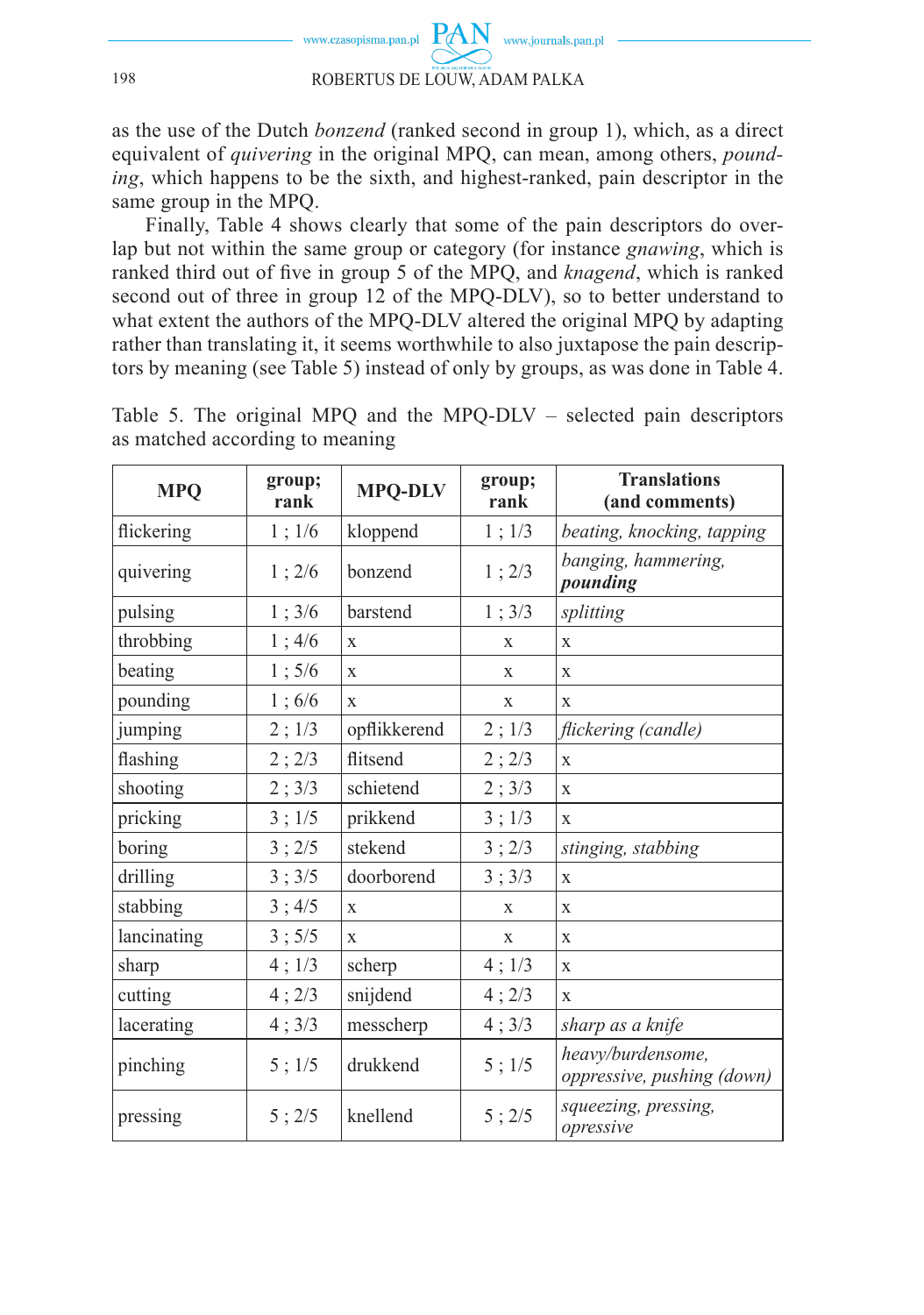as the use of the Dutch *bonzend* (ranked second in group 1), which, as a direct equivalent of *quivering* in the original MPQ, can mean, among others, *pounding*, which happens to be the sixth, and highest-ranked, pain descriptor in the same group in the MPQ.

Finally, Table 4 shows clearly that some of the pain descriptors do overlap but not within the same group or category (for instance *gnawing*, which is ranked third out of five in group 5 of the MPQ, and *knagend*, which is ranked second out of three in group 12 of the MPQ-DLV), so to better understand to what extent the authors of the MPQ-DLV altered the original MPQ by adapting rather than translating it, it seems worthwhile to also juxtapose the pain descriptors by meaning (see Table 5) instead of only by groups, as was done in Table 4.

Table 5. The original MPQ and the MPQ-DLV – selected pain descriptors as matched according to meaning

| MPQ | group; rank | MPQ-DLV | group; rank | Translations (and comments) |
|---|---|---|---|---|
| flickering | 1 ; 1/6 | kloppend | 1 ; 1/3 | *beating, knocking, tapping* |
| quivering | 1 ; 2/6 | bonzend | 1 ; 2/3 | *banging, hammering,* ***pounding*** |
| pulsing | 1 ; 3/6 | barstend | 1 ; 3/3 | *splitting* |
| throbbing | 1 ; 4/6 | x | x | x |
| beating | 1 ; 5/6 | x | x | x |
| pounding | 1 ; 6/6 | x | x | x |
| jumping | 2 ; 1/3 | opflikkerend | 2 ; 1/3 | *flickering (candle)* |
| flashing | 2 ; 2/3 | flitsend | 2 ; 2/3 | x |
| shooting | 2 ; 3/3 | schietend | 2 ; 3/3 | x |
| pricking | 3 ; 1/5 | prikkend | 3 ; 1/3 | x |
| boring | 3 ; 2/5 | stekend | 3 ; 2/3 | *stinging, stabbing* |
| drilling | 3 ; 3/5 | doorborend | 3 ; 3/3 | x |
| stabbing | 3 ; 4/5 | x | x | x |
| lancinating | 3 ; 5/5 | x | x | x |
| sharp | 4 ; 1/3 | scherp | 4 ; 1/3 | x |
| cutting | 4 ; 2/3 | snijdend | 4 ; 2/3 | x |
| lacerating | 4 ; 3/3 | messcherp | 4 ; 3/3 | *sharp as a knife* |
| pinching | 5 ; 1/5 | drukkend | 5 ; 1/5 | *heavy/burdensome, oppressive, pushing (down)* |
| pressing | 5 ; 2/5 | knellend | 5 ; 2/5 | *squeezing, pressing, opressive* |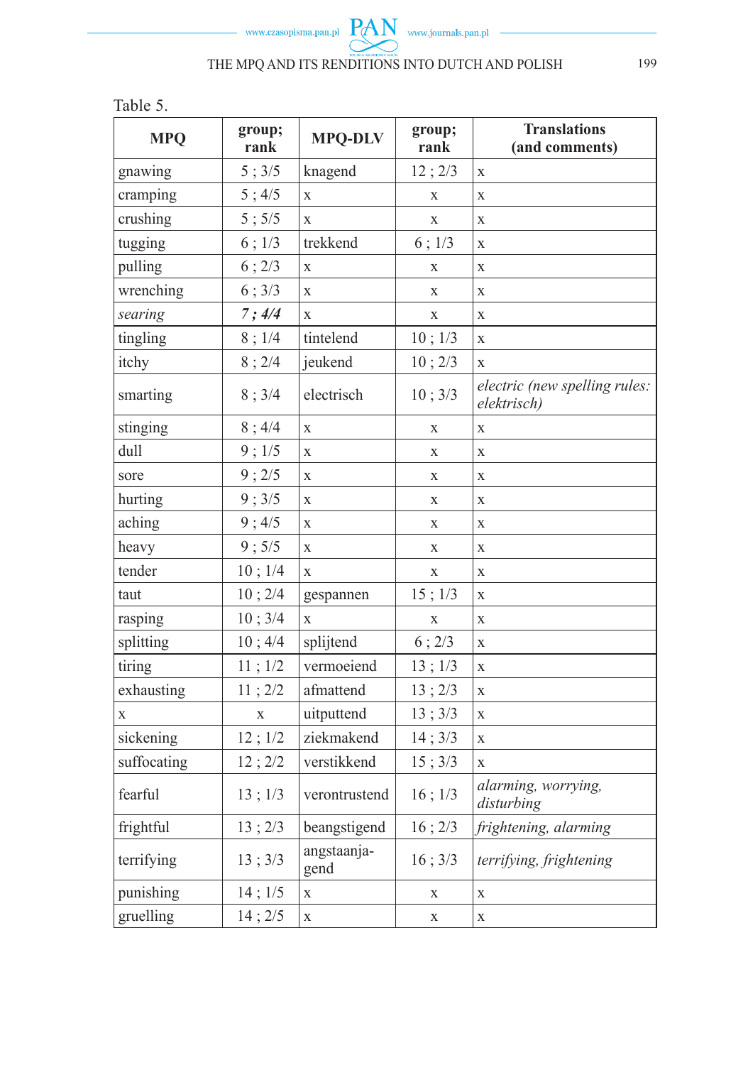Table 5.

| MPQ | group; rank | MPQ-DLV | group; rank | Translations (and comments) |
|---|---|---|---|---|
| gnawing | 5 ; 3/5 | knagend | 12 ; 2/3 | x |
| cramping | 5 ; 4/5 | x | x | x |
| crushing | 5 ; 5/5 | x | x | x |
| tugging | 6 ; 1/3 | trekkend | 6 ; 1/3 | x |
| pulling | 6 ; 2/3 | x | x | x |
| wrenching | 6 ; 3/3 | x | x | x |
| *searing* | ***7 ; 4/4*** | x | x | x |
| tingling | 8 ; 1/4 | tintelend | 10 ; 1/3 | x |
| itchy | 8 ; 2/4 | jeukend | 10 ; 2/3 | x |
| smarting | 8 ; 3/4 | electrisch | 10 ; 3/3 | *electric (new spelling rules: elektrisch)* |
| stinging | 8 ; 4/4 | x | x | x |
| dull | 9 ; 1/5 | x | x | x |
| sore | 9 ; 2/5 | x | x | x |
| hurting | 9 ; 3/5 | x | x | x |
| aching | 9 ; 4/5 | x | x | x |
| heavy | 9 ; 5/5 | x | x | x |
| tender | 10 ; 1/4 | x | x | x |
| taut | 10 ; 2/4 | gespannen | 15 ; 1/3 | x |
| rasping | 10 ; 3/4 | x | x | x |
| splitting | 10 ; 4/4 | splijtend | 6 ; 2/3 | x |
| tiring | 11 ; 1/2 | vermoeiend | 13 ; 1/3 | x |
| exhausting | 11 ; 2/2 | afmattend | 13 ; 2/3 | x |
| x | x | uitputtend | 13 ; 3/3 | x |
| sickening | 12 ; 1/2 | ziekmakend | 14 ; 3/3 | x |
| suffocating | 12 ; 2/2 | verstikkend | 15 ; 3/3 | x |
| fearful | 13 ; 1/3 | verontrustend | 16 ; 1/3 | *alarming, worrying, disturbing* |
| frightful | 13 ; 2/3 | beangstigend | 16 ; 2/3 | *frightening, alarming* |
| terrifying | 13 ; 3/3 | angstaanja-gend | 16 ; 3/3 | *terrifying, frightening* |
| punishing | 14 ; 1/5 | x | x | x |
| gruelling | 14 ; 2/5 | x | x | x |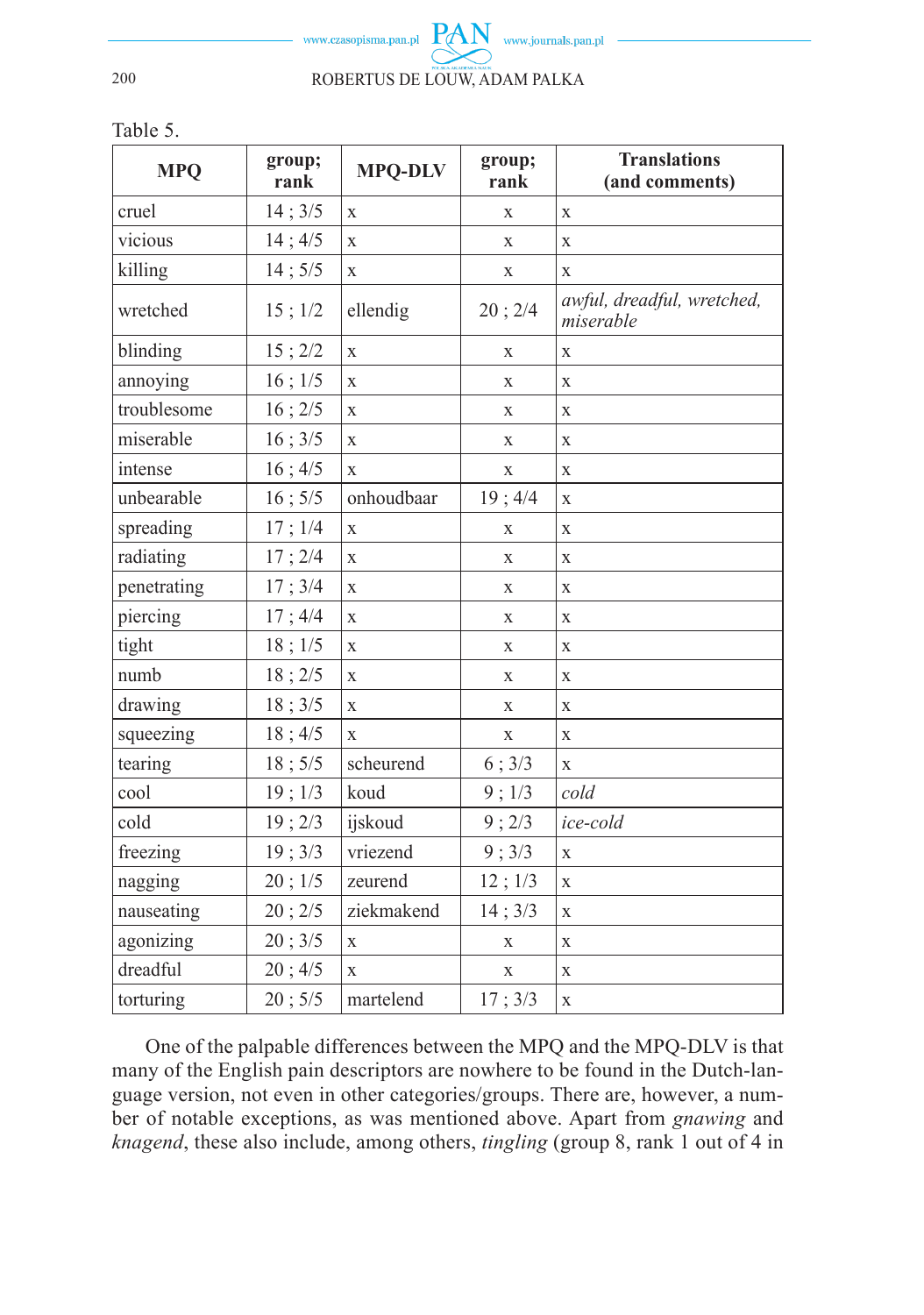Table 5.

| MPQ | group; rank | MPQ-DLV | group; rank | Translations (and comments) |
|---|---|---|---|---|
| cruel | 14 ; 3/5 | x | x | x |
| vicious | 14 ; 4/5 | x | x | x |
| killing | 14 ; 5/5 | x | x | x |
| wretched | 15 ; 1/2 | ellendig | 20 ; 2/4 | *awful, dreadful, wretched, miserable* |
| blinding | 15 ; 2/2 | x | x | x |
| annoying | 16 ; 1/5 | x | x | x |
| troublesome | 16 ; 2/5 | x | x | x |
| miserable | 16 ; 3/5 | x | x | x |
| intense | 16 ; 4/5 | x | x | x |
| unbearable | 16 ; 5/5 | onhoudbaar | 19 ; 4/4 | x |
| spreading | 17 ; 1/4 | x | x | x |
| radiating | 17 ; 2/4 | x | x | x |
| penetrating | 17 ; 3/4 | x | x | x |
| piercing | 17 ; 4/4 | x | x | x |
| tight | 18 ; 1/5 | x | x | x |
| numb | 18 ; 2/5 | x | x | x |
| drawing | 18 ; 3/5 | x | x | x |
| squeezing | 18 ; 4/5 | x | x | x |
| tearing | 18 ; 5/5 | scheurend | 6 ; 3/3 | x |
| cool | 19 ; 1/3 | koud | 9 ; 1/3 | *cold* |
| cold | 19 ; 2/3 | ijskoud | 9 ; 2/3 | *ice-cold* |
| freezing | 19 ; 3/3 | vriezend | 9 ; 3/3 | x |
| nagging | 20 ; 1/5 | zeurend | 12 ; 1/3 | x |
| nauseating | 20 ; 2/5 | ziekmakend | 14 ; 3/3 | x |
| agonizing | 20 ; 3/5 | x | x | x |
| dreadful | 20 ; 4/5 | x | x | x |
| torturing | 20 ; 5/5 | martelend | 17 ; 3/3 | x |

One of the palpable differences between the MPQ and the MPQ-DLV is that many of the English pain descriptors are nowhere to be found in the Dutch-language version, not even in other categories/groups. There are, however, a number of notable exceptions, as was mentioned above. Apart from *gnawing* and *knagend*, these also include, among others, *tingling* (group 8, rank 1 out of 4 in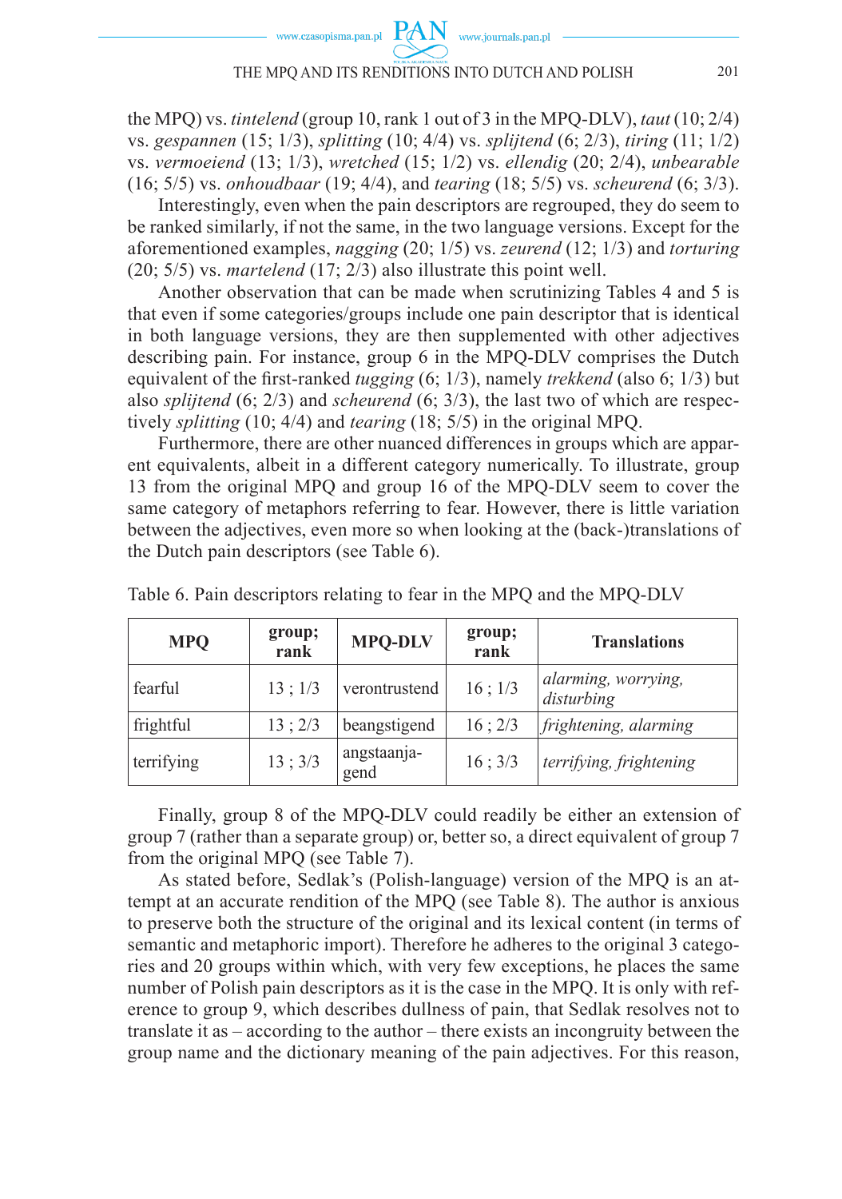the MPQ) vs. *tintelend* (group 10, rank 1 out of 3 in the MPQ-DLV), *taut* (10; 2/4) vs. *gespannen* (15; 1/3), *splitting* (10; 4/4) vs. *splijtend* (6; 2/3), *tiring* (11; 1/2) vs. *vermoeiend* (13; 1/3), *wretched* (15; 1/2) vs. *ellendig* (20; 2/4), *unbearable* (16; 5/5) vs. *onhoudbaar* (19; 4/4), and *tearing* (18; 5/5) vs. *scheurend* (6; 3/3).

Interestingly, even when the pain descriptors are regrouped, they do seem to be ranked similarly, if not the same, in the two language versions. Except for the aforementioned examples, *nagging* (20; 1/5) vs. *zeurend* (12; 1/3) and *torturing* (20; 5/5) vs. *martelend* (17; 2/3) also illustrate this point well.

Another observation that can be made when scrutinizing Tables 4 and 5 is that even if some categories/groups include one pain descriptor that is identical in both language versions, they are then supplemented with other adjectives describing pain. For instance, group 6 in the MPQ-DLV comprises the Dutch equivalent of the first-ranked *tugging* (6; 1/3), namely *trekkend* (also 6; 1/3) but also *splijtend* (6; 2/3) and *scheurend* (6; 3/3), the last two of which are respectively *splitting* (10; 4/4) and *tearing* (18; 5/5) in the original MPQ.

Furthermore, there are other nuanced differences in groups which are apparent equivalents, albeit in a different category numerically. To illustrate, group 13 from the original MPQ and group 16 of the MPQ-DLV seem to cover the same category of metaphors referring to fear. However, there is little variation between the adjectives, even more so when looking at the (back-)translations of the Dutch pain descriptors (see Table 6).

Table 6. Pain descriptors relating to fear in the MPQ and the MPQ-DLV

| MPQ | group; rank | MPQ-DLV | group; rank | Translations |
|---|---|---|---|---|
| fearful | 13 ; 1/3 | verontrustend | 16 ; 1/3 | *alarming, worrying, disturbing* |
| frightful | 13 ; 2/3 | beangstigend | 16 ; 2/3 | *frightening, alarming* |
| terrifying | 13 ; 3/3 | angstaanja-gend | 16 ; 3/3 | *terrifying, frightening* |

Finally, group 8 of the MPQ-DLV could readily be either an extension of group 7 (rather than a separate group) or, better so, a direct equivalent of group 7 from the original MPQ (see Table 7).

As stated before, Sedlak's (Polish-language) version of the MPQ is an attempt at an accurate rendition of the MPQ (see Table 8). The author is anxious to preserve both the structure of the original and its lexical content (in terms of semantic and metaphoric import). Therefore he adheres to the original 3 categories and 20 groups within which, with very few exceptions, he places the same number of Polish pain descriptors as it is the case in the MPQ. It is only with reference to group 9, which describes dullness of pain, that Sedlak resolves not to translate it as – according to the author – there exists an incongruity between the group name and the dictionary meaning of the pain adjectives. For this reason,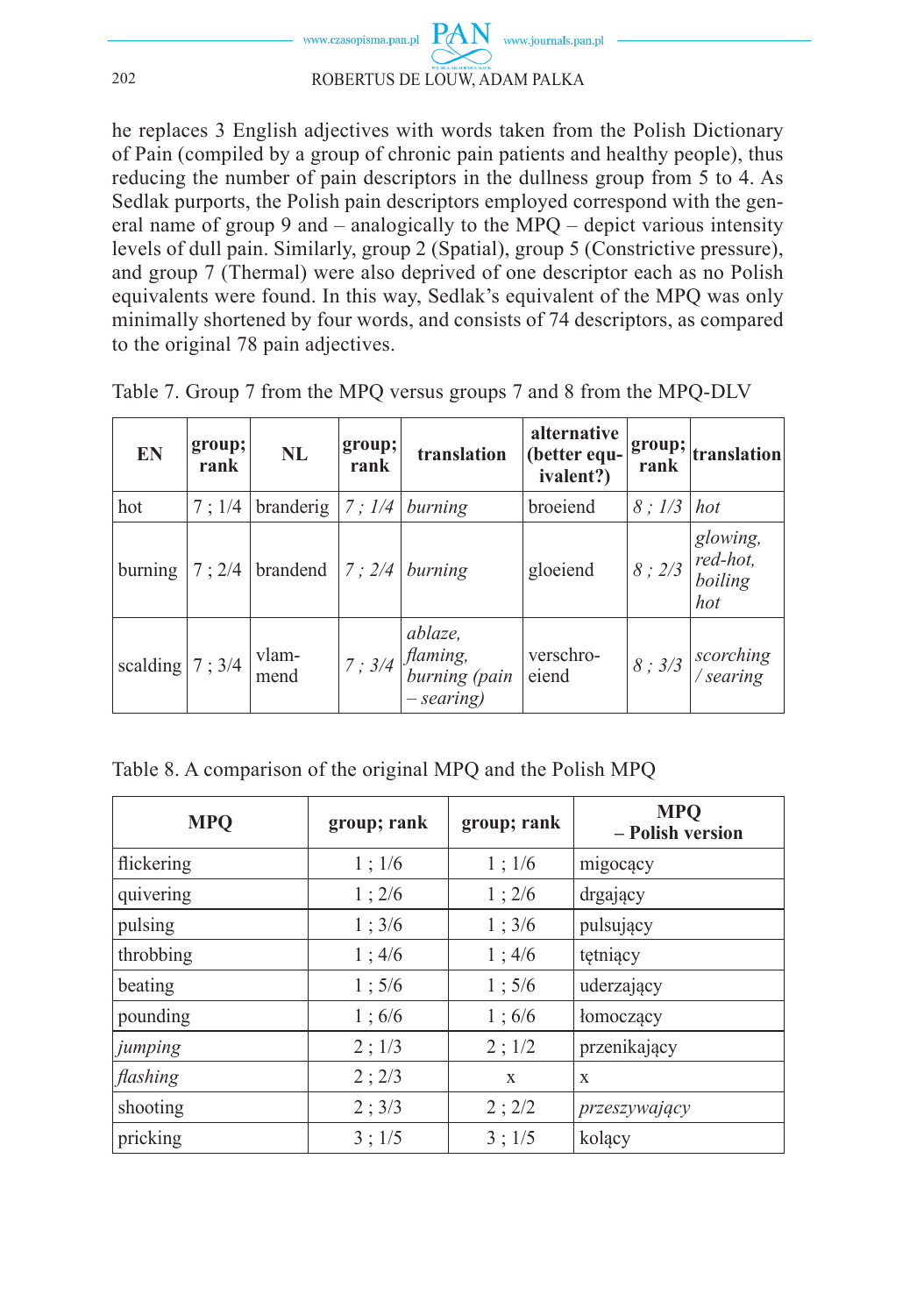he replaces 3 English adjectives with words taken from the Polish Dictionary of Pain (compiled by a group of chronic pain patients and healthy people), thus reducing the number of pain descriptors in the dullness group from 5 to 4. As Sedlak purports, the Polish pain descriptors employed correspond with the general name of group 9 and – analogically to the MPQ – depict various intensity levels of dull pain. Similarly, group 2 (Spatial), group 5 (Constrictive pressure), and group 7 (Thermal) were also deprived of one descriptor each as no Polish equivalents were found. In this way, Sedlak's equivalent of the MPQ was only minimally shortened by four words, and consists of 74 descriptors, as compared to the original 78 pain adjectives.

Table 7. Group 7 from the MPQ versus groups 7 and 8 from the MPQ-DLV

| EN | group; rank | NL | group; rank | translation | alternative (better equivalent?) | group; rank | translation |
|---|---|---|---|---|---|---|---|
| hot | 7 ; 1/4 | branderig | *7 ; 1/4* | *burning* | broeiend | *8 ; 1/3* | *hot* |
| burning | 7 ; 2/4 | brandend | *7 ; 2/4* | *burning* | gloeiend | *8 ; 2/3* | *glowing, red-hot, boiling hot* |
| scalding | 7 ; 3/4 | vlammend | *7 ; 3/4* | *ablaze, flaming, burning (pain – searing)* | verschroeiend | *8 ; 3/3* | *scorching / searing* |

Table 8. A comparison of the original MPQ and the Polish MPQ

| MPQ | group; rank | group; rank | MPQ – Polish version |
|---|---|---|---|
| flickering | 1 ; 1/6 | 1 ; 1/6 | migocący |
| quivering | 1 ; 2/6 | 1 ; 2/6 | drgający |
| pulsing | 1 ; 3/6 | 1 ; 3/6 | pulsujący |
| throbbing | 1 ; 4/6 | 1 ; 4/6 | tętniący |
| beating | 1 ; 5/6 | 1 ; 5/6 | uderzający |
| pounding | 1 ; 6/6 | 1 ; 6/6 | łomoczący |
| *jumping* | 2 ; 1/3 | 2 ; 1/2 | przenikający |
| *flashing* | 2 ; 2/3 | x | x |
| shooting | 2 ; 3/3 | 2 ; 2/2 | *przeszywający* |
| pricking | 3 ; 1/5 | 3 ; 1/5 | kolący |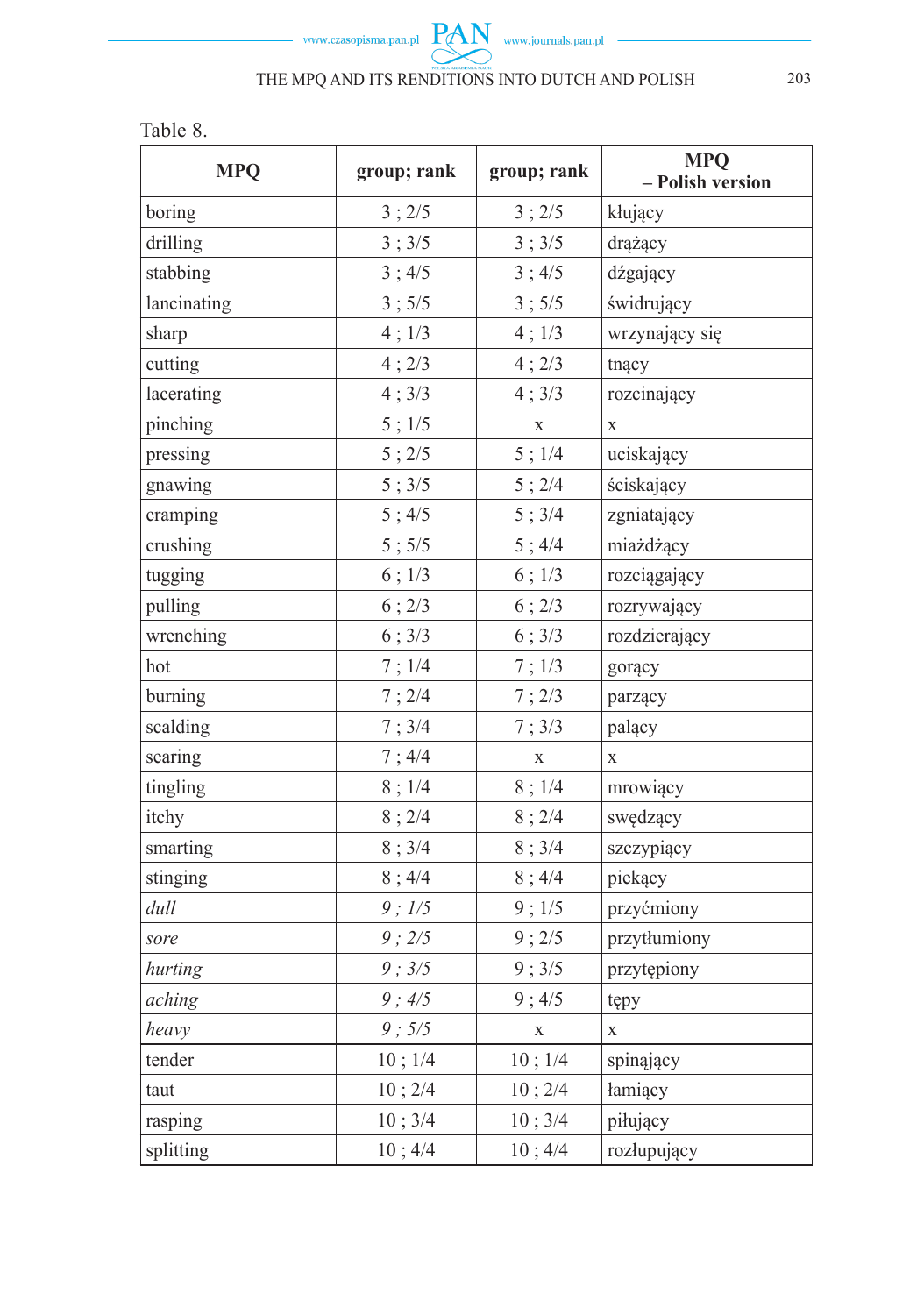Table 8.

| MPQ | group; rank | group; rank | MPQ – Polish version |
|---|---|---|---|
| boring | 3 ; 2/5 | 3 ; 2/5 | kłujący |
| drilling | 3 ; 3/5 | 3 ; 3/5 | drążący |
| stabbing | 3 ; 4/5 | 3 ; 4/5 | dźgający |
| lancinating | 3 ; 5/5 | 3 ; 5/5 | świdrujący |
| sharp | 4 ; 1/3 | 4 ; 1/3 | wrzynający się |
| cutting | 4 ; 2/3 | 4 ; 2/3 | tnący |
| lacerating | 4 ; 3/3 | 4 ; 3/3 | rozcinający |
| pinching | 5 ; 1/5 | x | x |
| pressing | 5 ; 2/5 | 5 ; 1/4 | uciskający |
| gnawing | 5 ; 3/5 | 5 ; 2/4 | ściskający |
| cramping | 5 ; 4/5 | 5 ; 3/4 | zgniatający |
| crushing | 5 ; 5/5 | 5 ; 4/4 | miażdżący |
| tugging | 6 ; 1/3 | 6 ; 1/3 | rozciągający |
| pulling | 6 ; 2/3 | 6 ; 2/3 | rozrywający |
| wrenching | 6 ; 3/3 | 6 ; 3/3 | rozdzierający |
| hot | 7 ; 1/4 | 7 ; 1/3 | gorący |
| burning | 7 ; 2/4 | 7 ; 2/3 | parzący |
| scalding | 7 ; 3/4 | 7 ; 3/3 | palący |
| searing | 7 ; 4/4 | x | x |
| tingling | 8 ; 1/4 | 8 ; 1/4 | mrowiący |
| itchy | 8 ; 2/4 | 8 ; 2/4 | swędzący |
| smarting | 8 ; 3/4 | 8 ; 3/4 | szczypiący |
| stinging | 8 ; 4/4 | 8 ; 4/4 | piekący |
| *dull* | *9 ; 1/5* | 9 ; 1/5 | przyćmiony |
| *sore* | *9 ; 2/5* | 9 ; 2/5 | przytłumiony |
| *hurting* | *9 ; 3/5* | 9 ; 3/5 | przytępiony |
| *aching* | *9 ; 4/5* | 9 ; 4/5 | tępy |
| *heavy* | *9 ; 5/5* | x | x |
| tender | 10 ; 1/4 | 10 ; 1/4 | spinający |
| taut | 10 ; 2/4 | 10 ; 2/4 | łamiący |
| rasping | 10 ; 3/4 | 10 ; 3/4 | piłujący |
| splitting | 10 ; 4/4 | 10 ; 4/4 | rozłupujący |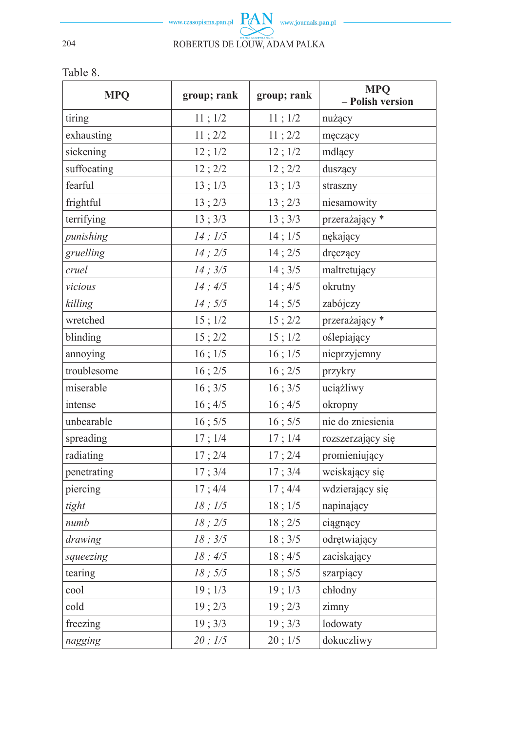Table 8.

| MPQ | group; rank | group; rank | MPQ – Polish version |
|---|---|---|---|
| tiring | 11 ; 1/2 | 11 ; 1/2 | nużący |
| exhausting | 11 ; 2/2 | 11 ; 2/2 | męczący |
| sickening | 12 ; 1/2 | 12 ; 1/2 | mdlący |
| suffocating | 12 ; 2/2 | 12 ; 2/2 | duszący |
| fearful | 13 ; 1/3 | 13 ; 1/3 | straszny |
| frightful | 13 ; 2/3 | 13 ; 2/3 | niesamowity |
| terrifying | 13 ; 3/3 | 13 ; 3/3 | przerażający * |
| *punishing* | *14 ; 1/5* | 14 ; 1/5 | nękający |
| *gruelling* | *14 ; 2/5* | 14 ; 2/5 | dręczący |
| *cruel* | *14 ; 3/5* | 14 ; 3/5 | maltretujący |
| *vicious* | *14 ; 4/5* | 14 ; 4/5 | okrutny |
| *killing* | *14 ; 5/5* | 14 ; 5/5 | zabójczy |
| wretched | 15 ; 1/2 | 15 ; 2/2 | przerażający * |
| blinding | 15 ; 2/2 | 15 ; 1/2 | oślepiający |
| annoying | 16 ; 1/5 | 16 ; 1/5 | nieprzyjemny |
| troublesome | 16 ; 2/5 | 16 ; 2/5 | przykry |
| miserable | 16 ; 3/5 | 16 ; 3/5 | uciążliwy |
| intense | 16 ; 4/5 | 16 ; 4/5 | okropny |
| unbearable | 16 ; 5/5 | 16 ; 5/5 | nie do zniesienia |
| spreading | 17 ; 1/4 | 17 ; 1/4 | rozszerzający się |
| radiating | 17 ; 2/4 | 17 ; 2/4 | promieniujący |
| penetrating | 17 ; 3/4 | 17 ; 3/4 | wciskający się |
| piercing | 17 ; 4/4 | 17 ; 4/4 | wdzierający się |
| *tight* | *18 ; 1/5* | 18 ; 1/5 | napinający |
| *numb* | *18 ; 2/5* | 18 ; 2/5 | ciągnący |
| *drawing* | *18 ; 3/5* | 18 ; 3/5 | odrętwiający |
| *squeezing* | *18 ; 4/5* | 18 ; 4/5 | zaciskający |
| tearing | *18 ; 5/5* | 18 ; 5/5 | szarpiący |
| cool | 19 ; 1/3 | 19 ; 1/3 | chłodny |
| cold | 19 ; 2/3 | 19 ; 2/3 | zimny |
| freezing | 19 ; 3/3 | 19 ; 3/3 | lodowaty |
| *nagging* | *20 ; 1/5* | 20 ; 1/5 | dokuczliwy |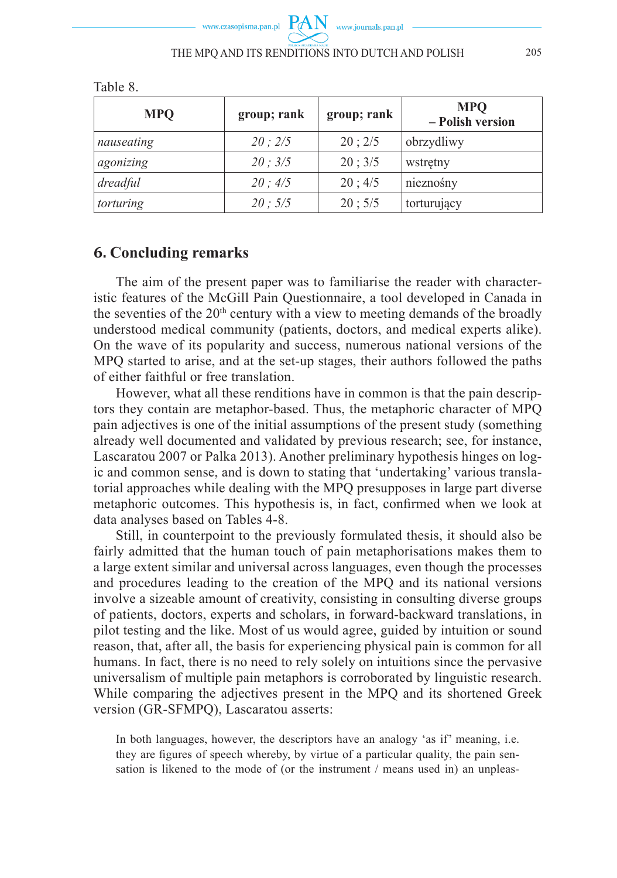Table 8.

| MPQ | group; rank | group; rank | MPQ – Polish version |
|---|---|---|---|
| *nauseating* | *20 ; 2/5* | 20 ; 2/5 | obrzydliwy |
| *agonizing* | *20 ; 3/5* | 20 ; 3/5 | wstrętny |
| *dreadful* | *20 ; 4/5* | 20 ; 4/5 | nieznośny |
| *torturing* | *20 ; 5/5* | 20 ; 5/5 | torturujący |

## 6. Concluding remarks

The aim of the present paper was to familiarise the reader with characteristic features of the McGill Pain Questionnaire, a tool developed in Canada in the seventies of the 20th century with a view to meeting demands of the broadly understood medical community (patients, doctors, and medical experts alike). On the wave of its popularity and success, numerous national versions of the MPQ started to arise, and at the set-up stages, their authors followed the paths of either faithful or free translation.

However, what all these renditions have in common is that the pain descriptors they contain are metaphor-based. Thus, the metaphoric character of MPQ pain adjectives is one of the initial assumptions of the present study (something already well documented and validated by previous research; see, for instance, Lascaratou 2007 or Palka 2013). Another preliminary hypothesis hinges on logic and common sense, and is down to stating that 'undertaking' various translatorial approaches while dealing with the MPQ presupposes in large part diverse metaphoric outcomes. This hypothesis is, in fact, confirmed when we look at data analyses based on Tables 4-8.

Still, in counterpoint to the previously formulated thesis, it should also be fairly admitted that the human touch of pain metaphorisations makes them to a large extent similar and universal across languages, even though the processes and procedures leading to the creation of the MPQ and its national versions involve a sizeable amount of creativity, consisting in consulting diverse groups of patients, doctors, experts and scholars, in forward-backward translations, in pilot testing and the like. Most of us would agree, guided by intuition or sound reason, that, after all, the basis for experiencing physical pain is common for all humans. In fact, there is no need to rely solely on intuitions since the pervasive universalism of multiple pain metaphors is corroborated by linguistic research. While comparing the adjectives present in the MPQ and its shortened Greek version (GR-SFMPQ), Lascaratou asserts:

> In both languages, however, the descriptors have an analogy 'as if' meaning, i.e. they are figures of speech whereby, by virtue of a particular quality, the pain sensation is likened to the mode of (or the instrument / means used in) an unpleas-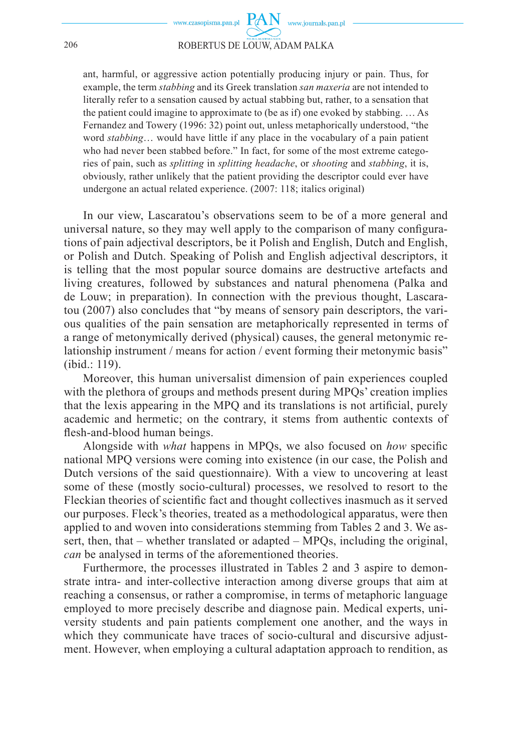> ant, harmful, or aggressive action potentially producing injury or pain. Thus, for example, the term *stabbing* and its Greek translation *san maxeria* are not intended to literally refer to a sensation caused by actual stabbing but, rather, to a sensation that the patient could imagine to approximate to (be as if) one evoked by stabbing. … As Fernandez and Towery (1996: 32) point out, unless metaphorically understood, "the word *stabbing*… would have little if any place in the vocabulary of a pain patient who had never been stabbed before." In fact, for some of the most extreme categories of pain, such as *splitting* in *splitting headache*, or *shooting* and *stabbing*, it is, obviously, rather unlikely that the patient providing the descriptor could ever have undergone an actual related experience. (2007: 118; italics original)

In our view, Lascaratou's observations seem to be of a more general and universal nature, so they may well apply to the comparison of many configurations of pain adjectival descriptors, be it Polish and English, Dutch and English, or Polish and Dutch. Speaking of Polish and English adjectival descriptors, it is telling that the most popular source domains are destructive artefacts and living creatures, followed by substances and natural phenomena (Palka and de Louw; in preparation). In connection with the previous thought, Lascaratou (2007) also concludes that "by means of sensory pain descriptors, the various qualities of the pain sensation are metaphorically represented in terms of a range of metonymically derived (physical) causes, the general metonymic relationship instrument / means for action / event forming their metonymic basis" (ibid.: 119).

Moreover, this human universalist dimension of pain experiences coupled with the plethora of groups and methods present during MPQs' creation implies that the lexis appearing in the MPQ and its translations is not artificial, purely academic and hermetic; on the contrary, it stems from authentic contexts of flesh-and-blood human beings.

Alongside with *what* happens in MPQs, we also focused on *how* specific national MPQ versions were coming into existence (in our case, the Polish and Dutch versions of the said questionnaire). With a view to uncovering at least some of these (mostly socio-cultural) processes, we resolved to resort to the Fleckian theories of scientific fact and thought collectives inasmuch as it served our purposes. Fleck's theories, treated as a methodological apparatus, were then applied to and woven into considerations stemming from Tables 2 and 3. We assert, then, that – whether translated or adapted – MPQs, including the original, *can* be analysed in terms of the aforementioned theories.

Furthermore, the processes illustrated in Tables 2 and 3 aspire to demonstrate intra- and inter-collective interaction among diverse groups that aim at reaching a consensus, or rather a compromise, in terms of metaphoric language employed to more precisely describe and diagnose pain. Medical experts, university students and pain patients complement one another, and the ways in which they communicate have traces of socio-cultural and discursive adjustment. However, when employing a cultural adaptation approach to rendition, as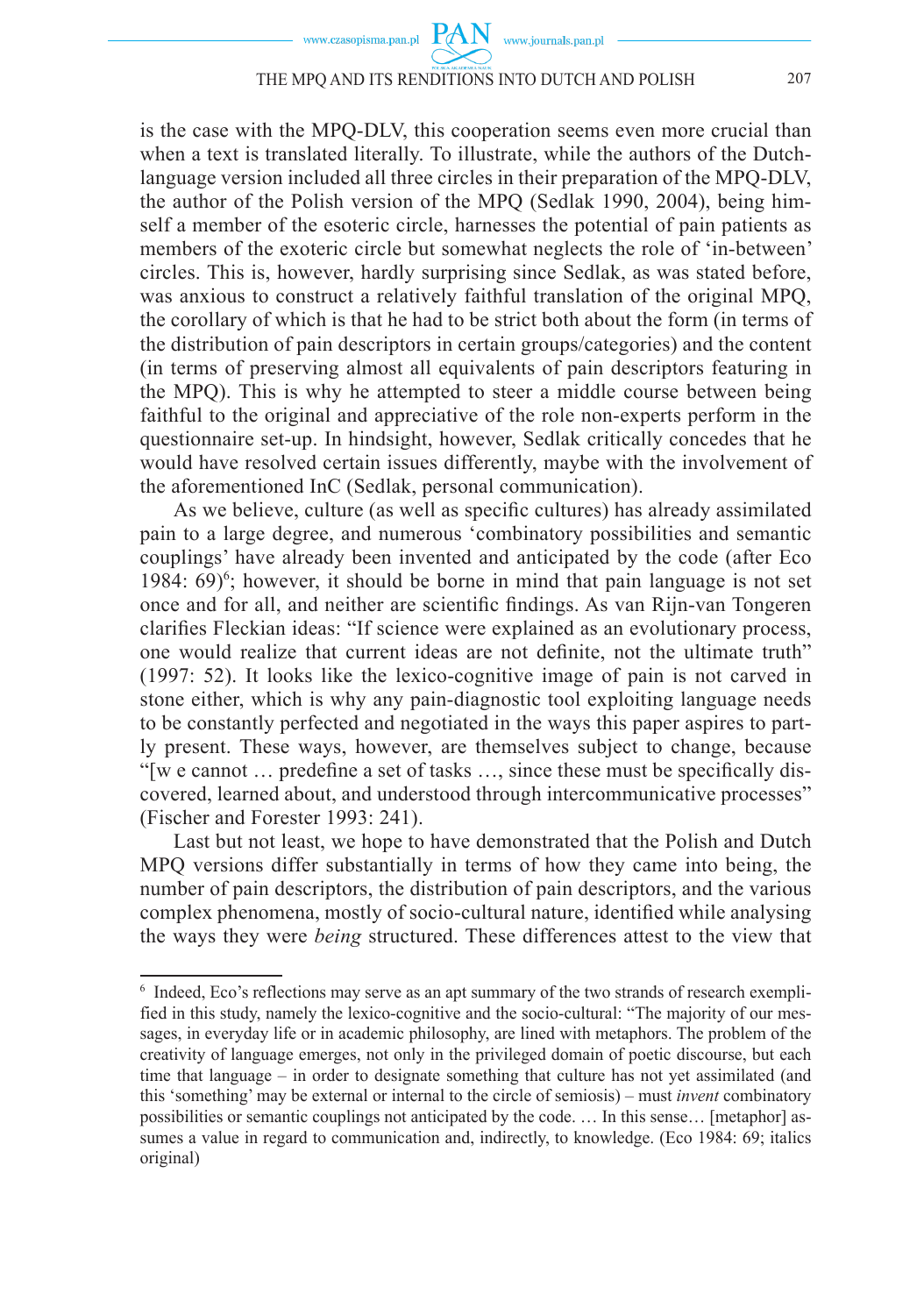is the case with the MPQ-DLV, this cooperation seems even more crucial than when a text is translated literally. To illustrate, while the authors of the Dutch-language version included all three circles in their preparation of the MPQ-DLV, the author of the Polish version of the MPQ (Sedlak 1990, 2004), being himself a member of the esoteric circle, harnesses the potential of pain patients as members of the exoteric circle but somewhat neglects the role of 'in-between' circles. This is, however, hardly surprising since Sedlak, as was stated before, was anxious to construct a relatively faithful translation of the original MPQ, the corollary of which is that he had to be strict both about the form (in terms of the distribution of pain descriptors in certain groups/categories) and the content (in terms of preserving almost all equivalents of pain descriptors featuring in the MPQ). This is why he attempted to steer a middle course between being faithful to the original and appreciative of the role non-experts perform in the questionnaire set-up. In hindsight, however, Sedlak critically concedes that he would have resolved certain issues differently, maybe with the involvement of the aforementioned InC (Sedlak, personal communication).

As we believe, culture (as well as specific cultures) has already assimilated pain to a large degree, and numerous 'combinatory possibilities and semantic couplings' have already been invented and anticipated by the code (after Eco 1984: 69)[6]; however, it should be borne in mind that pain language is not set once and for all, and neither are scientific findings. As van Rijn-van Tongeren clarifies Fleckian ideas: "If science were explained as an evolutionary process, one would realize that current ideas are not definite, not the ultimate truth" (1997: 52). It looks like the lexico-cognitive image of pain is not carved in stone either, which is why any pain-diagnostic tool exploiting language needs to be constantly perfected and negotiated in the ways this paper aspires to partly present. These ways, however, are themselves subject to change, because "[w e cannot … predefine a set of tasks …, since these must be specifically discovered, learned about, and understood through intercommunicative processes" (Fischer and Forester 1993: 241).

Last but not least, we hope to have demonstrated that the Polish and Dutch MPQ versions differ substantially in terms of how they came into being, the number of pain descriptors, the distribution of pain descriptors, and the various complex phenomena, mostly of socio-cultural nature, identified while analysing the ways they were *being* structured. These differences attest to the view that

---

[6] Indeed, Eco's reflections may serve as an apt summary of the two strands of research exemplified in this study, namely the lexico-cognitive and the socio-cultural: "The majority of our messages, in everyday life or in academic philosophy, are lined with metaphors. The problem of the creativity of language emerges, not only in the privileged domain of poetic discourse, but each time that language – in order to designate something that culture has not yet assimilated (and this 'something' may be external or internal to the circle of semiosis) – must *invent* combinatory possibilities or semantic couplings not anticipated by the code. … In this sense… [metaphor] assumes a value in regard to communication and, indirectly, to knowledge. (Eco 1984: 69; italics original)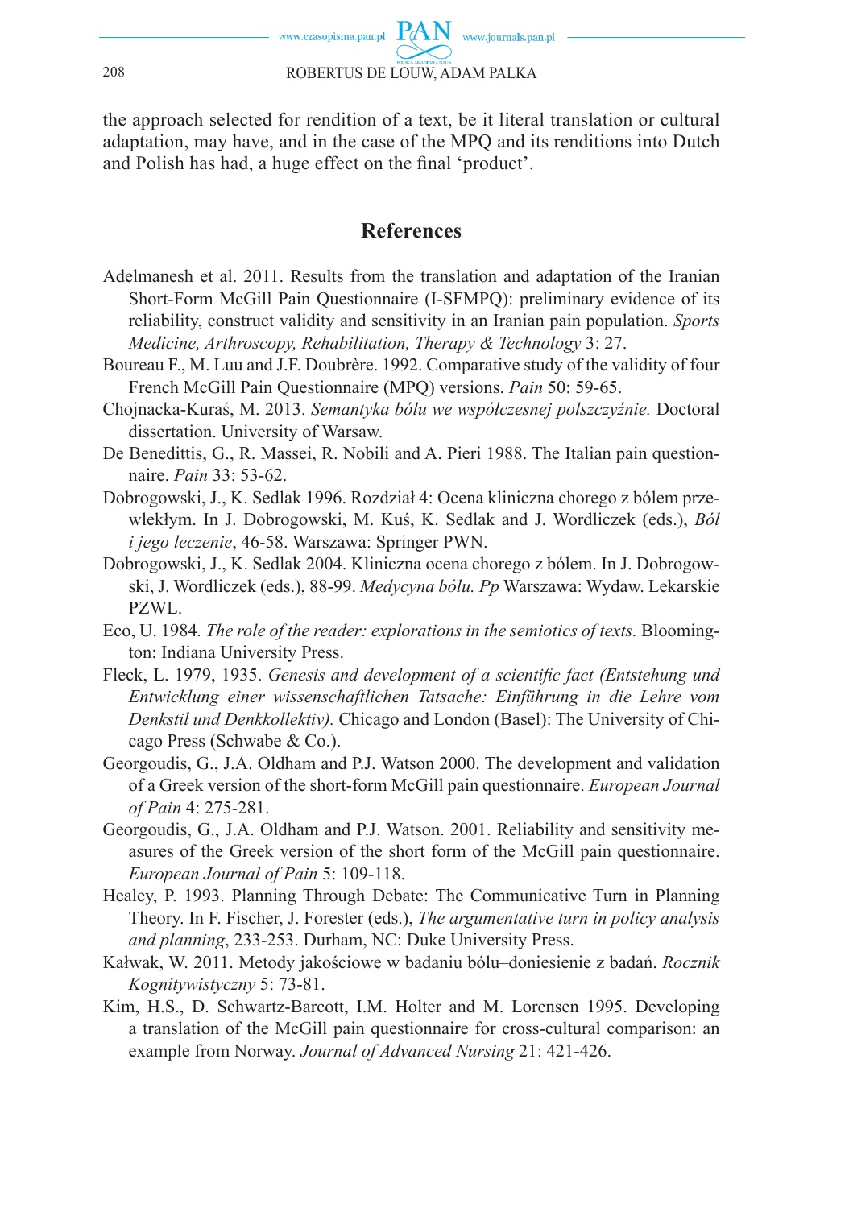the approach selected for rendition of a text, be it literal translation or cultural adaptation, may have, and in the case of the MPQ and its renditions into Dutch and Polish has had, a huge effect on the final 'product'.

## References

Adelmanesh et al. 2011. Results from the translation and adaptation of the Iranian Short-Form McGill Pain Questionnaire (I-SFMPQ): preliminary evidence of its reliability, construct validity and sensitivity in an Iranian pain population. *Sports Medicine, Arthroscopy, Rehabilitation, Therapy & Technology* 3: 27.

Boureau F., M. Luu and J.F. Doubrère. 1992. Comparative study of the validity of four French McGill Pain Questionnaire (MPQ) versions. *Pain* 50: 59-65.

Chojnacka-Kuraś, M. 2013. *Semantyka bólu we współczesnej polszczyźnie.* Doctoral dissertation. University of Warsaw.

De Benedittis, G., R. Massei, R. Nobili and A. Pieri 1988. The Italian pain questionnaire. *Pain* 33: 53-62.

Dobrogowski, J., K. Sedlak 1996. Rozdział 4: Ocena kliniczna chorego z bólem przewlekłym. In J. Dobrogowski, M. Kuś, K. Sedlak and J. Wordliczek (eds.), *Ból i jego leczenie*, 46-58. Warszawa: Springer PWN.

Dobrogowski, J., K. Sedlak 2004. Kliniczna ocena chorego z bólem. In J. Dobrogowski, J. Wordliczek (eds.), 88-99. *Medycyna bólu. Pp* Warszawa: Wydaw. Lekarskie PZWL.

Eco, U. 1984. *The role of the reader: explorations in the semiotics of texts.* Bloomington: Indiana University Press.

Fleck, L. 1979, 1935. *Genesis and development of a scientific fact (Entstehung und Entwicklung einer wissenschaftlichen Tatsache: Einführung in die Lehre vom Denkstil und Denkkollektiv).* Chicago and London (Basel): The University of Chicago Press (Schwabe & Co.).

Georgoudis, G., J.A. Oldham and P.J. Watson 2000. The development and validation of a Greek version of the short-form McGill pain questionnaire. *European Journal of Pain* 4: 275-281.

Georgoudis, G., J.A. Oldham and P.J. Watson. 2001. Reliability and sensitivity measures of the Greek version of the short form of the McGill pain questionnaire. *European Journal of Pain* 5: 109-118.

Healey, P. 1993. Planning Through Debate: The Communicative Turn in Planning Theory. In F. Fischer, J. Forester (eds.), *The argumentative turn in policy analysis and planning*, 233-253. Durham, NC: Duke University Press.

Kałwak, W. 2011. Metody jakościowe w badaniu bólu–doniesienie z badań. *Rocznik Kognitywistyczny* 5: 73-81.

Kim, H.S., D. Schwartz-Barcott, I.M. Holter and M. Lorensen 1995. Developing a translation of the McGill pain questionnaire for cross-cultural comparison: an example from Norway. *Journal of Advanced Nursing* 21: 421-426.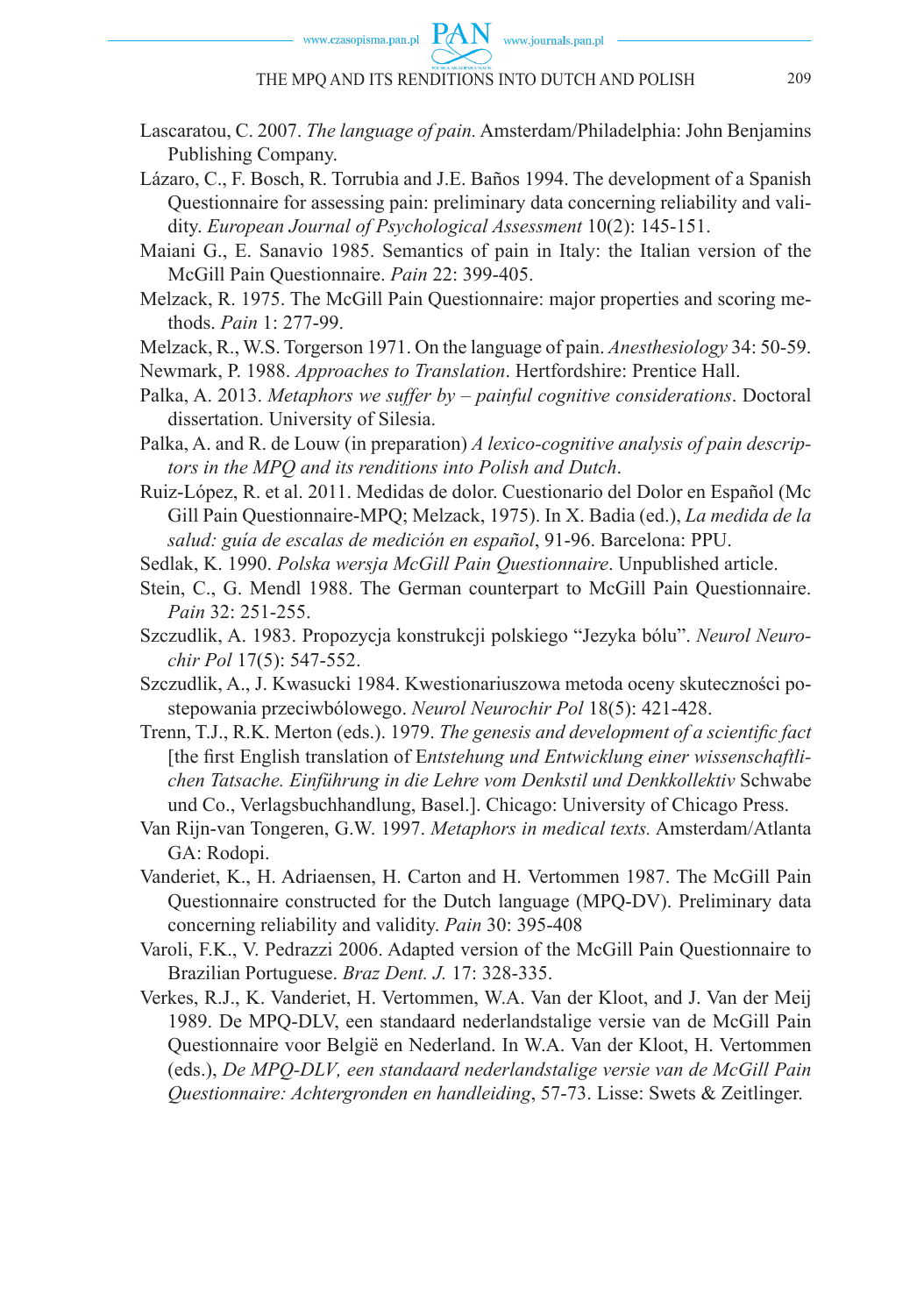Lascaratou, C. 2007. *The language of pain.* Amsterdam/Philadelphia: John Benjamins Publishing Company.

Lázaro, C., F. Bosch, R. Torrubia and J.E. Baños 1994. The development of a Spanish Questionnaire for assessing pain: preliminary data concerning reliability and validity. *European Journal of Psychological Assessment* 10(2): 145-151.

Maiani G., E. Sanavio 1985. Semantics of pain in Italy: the Italian version of the McGill Pain Questionnaire. *Pain* 22: 399-405.

Melzack, R. 1975. The McGill Pain Questionnaire: major properties and scoring methods. *Pain* 1: 277-99.

Melzack, R., W.S. Torgerson 1971. On the language of pain. *Anesthesiology* 34: 50-59.

Newmark, P. 1988. *Approaches to Translation*. Hertfordshire: Prentice Hall.

Palka, A. 2013. *Metaphors we suffer by – painful cognitive considerations*. Doctoral dissertation. University of Silesia.

Palka, A. and R. de Louw (in preparation) *A lexico-cognitive analysis of pain descriptors in the MPQ and its renditions into Polish and Dutch*.

Ruiz-López, R. et al. 2011. Medidas de dolor. Cuestionario del Dolor en Español (Mc Gill Pain Questionnaire-MPQ; Melzack, 1975). In X. Badia (ed.), *La medida de la salud: guía de escalas de medición en español*, 91-96. Barcelona: PPU.

Sedlak, K. 1990. *Polska wersja McGill Pain Questionnaire*. Unpublished article.

Stein, C., G. Mendl 1988. The German counterpart to McGill Pain Questionnaire. *Pain* 32: 251-255.

Szczudlik, A. 1983. Propozycja konstrukcji polskiego "Jezyka bólu". *Neurol Neurochir Pol* 17(5): 547-552.

Szczudlik, A., J. Kwasucki 1984. Kwestionariuszowa metoda oceny skuteczności postepowania przeciwbólowego. *Neurol Neurochir Pol* 18(5): 421-428.

Trenn, T.J., R.K. Merton (eds.). 1979. *The genesis and development of a scientific fact* [the first English translation of E*ntstehung und Entwicklung einer wissenschaftlichen Tatsache. Einführung in die Lehre vom Denkstil und Denkkollektiv* Schwabe und Co., Verlagsbuchhandlung, Basel.]. Chicago: University of Chicago Press.

Van Rijn-van Tongeren, G.W. 1997. *Metaphors in medical texts.* Amsterdam/Atlanta GA: Rodopi.

Vanderiet, K., H. Adriaensen, H. Carton and H. Vertommen 1987. The McGill Pain Questionnaire constructed for the Dutch language (MPQ-DV). Preliminary data concerning reliability and validity. *Pain* 30: 395-408

Varoli, F.K., V. Pedrazzi 2006. Adapted version of the McGill Pain Questionnaire to Brazilian Portuguese. *Braz Dent. J.* 17: 328-335.

Verkes, R.J., K. Vanderiet, H. Vertommen, W.A. Van der Kloot, and J. Van der Meij 1989. De MPQ-DLV, een standaard nederlandstalige versie van de McGill Pain Questionnaire voor België en Nederland. In W.A. Van der Kloot, H. Vertommen (eds.), *De MPQ-DLV, een standaard nederlandstalige versie van de McGill Pain Questionnaire: Achtergronden en handleiding*, 57-73. Lisse: Swets & Zeitlinger.